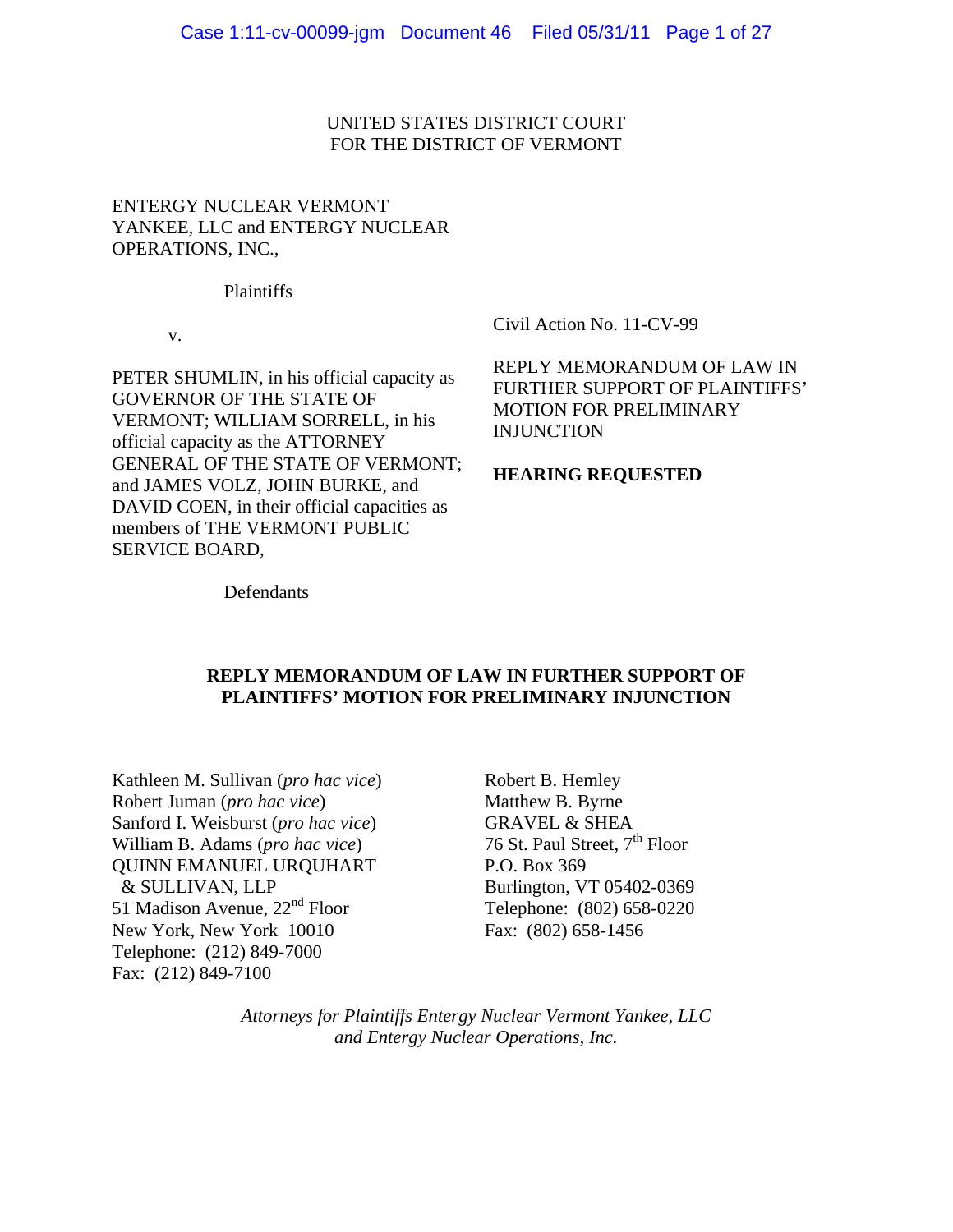UNITED STATES DISTRICT COURT
FOR THE DISTRICT OF VERMONT

ENTERGY NUCLEAR VERMONT YANKEE, LLC and ENTERGY NUCLEAR OPERATIONS, INC.,

Plaintiffs

v.

PETER SHUMLIN, in his official capacity as GOVERNOR OF THE STATE OF VERMONT; WILLIAM SORRELL, in his official capacity as the ATTORNEY GENERAL OF THE STATE OF VERMONT; and JAMES VOLZ, JOHN BURKE, and DAVID COEN, in their official capacities as members of THE VERMONT PUBLIC SERVICE BOARD,

Defendants

Civil Action No. 11-CV-99

REPLY MEMORANDUM OF LAW IN FURTHER SUPPORT OF PLAINTIFFS' MOTION FOR PRELIMINARY INJUNCTION

**HEARING REQUESTED**

**REPLY MEMORANDUM OF LAW IN FURTHER SUPPORT OF PLAINTIFFS' MOTION FOR PRELIMINARY INJUNCTION**

Kathleen M. Sullivan (*pro hac vice*)
Robert Juman (*pro hac vice*)
Sanford I. Weisburst (*pro hac vice*)
William B. Adams (*pro hac vice*)
QUINN EMANUEL URQUHART & SULLIVAN, LLP
51 Madison Avenue, 22nd Floor
New York, New York 10010
Telephone: (212) 849-7000
Fax: (212) 849-7100

Robert B. Hemley
Matthew B. Byrne
GRAVEL & SHEA
76 St. Paul Street, 7th Floor
P.O. Box 369
Burlington, VT 05402-0369
Telephone: (802) 658-0220
Fax: (802) 658-1456

*Attorneys for Plaintiffs Entergy Nuclear Vermont Yankee, LLC and Entergy Nuclear Operations, Inc.*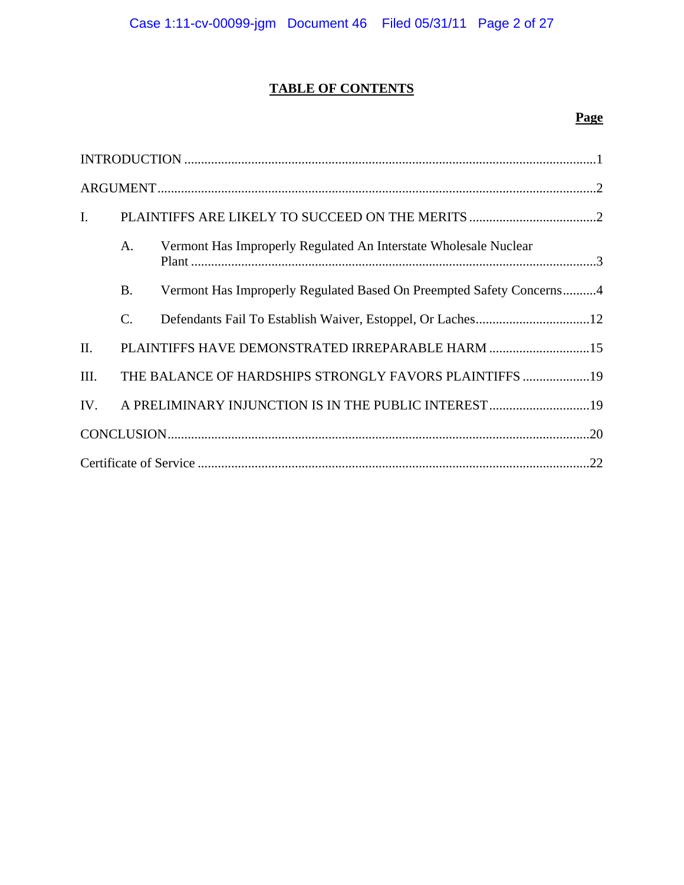# TABLE OF CONTENTS

| | | Page |
|---|---|---|
| INTRODUCTION | | 1 |
| ARGUMENT | | 2 |
| I. | PLAINTIFFS ARE LIKELY TO SUCCEED ON THE MERITS | 2 |
| | A. Vermont Has Improperly Regulated An Interstate Wholesale Nuclear Plant | 3 |
| | B. Vermont Has Improperly Regulated Based On Preempted Safety Concerns | 4 |
| | C. Defendants Fail To Establish Waiver, Estoppel, Or Laches | 12 |
| II. | PLAINTIFFS HAVE DEMONSTRATED IRREPARABLE HARM | 15 |
| III. | THE BALANCE OF HARDSHIPS STRONGLY FAVORS PLAINTIFFS | 19 |
| IV. | A PRELIMINARY INJUNCTION IS IN THE PUBLIC INTEREST | 19 |
| CONCLUSION | | 20 |
| Certificate of Service | | 22 |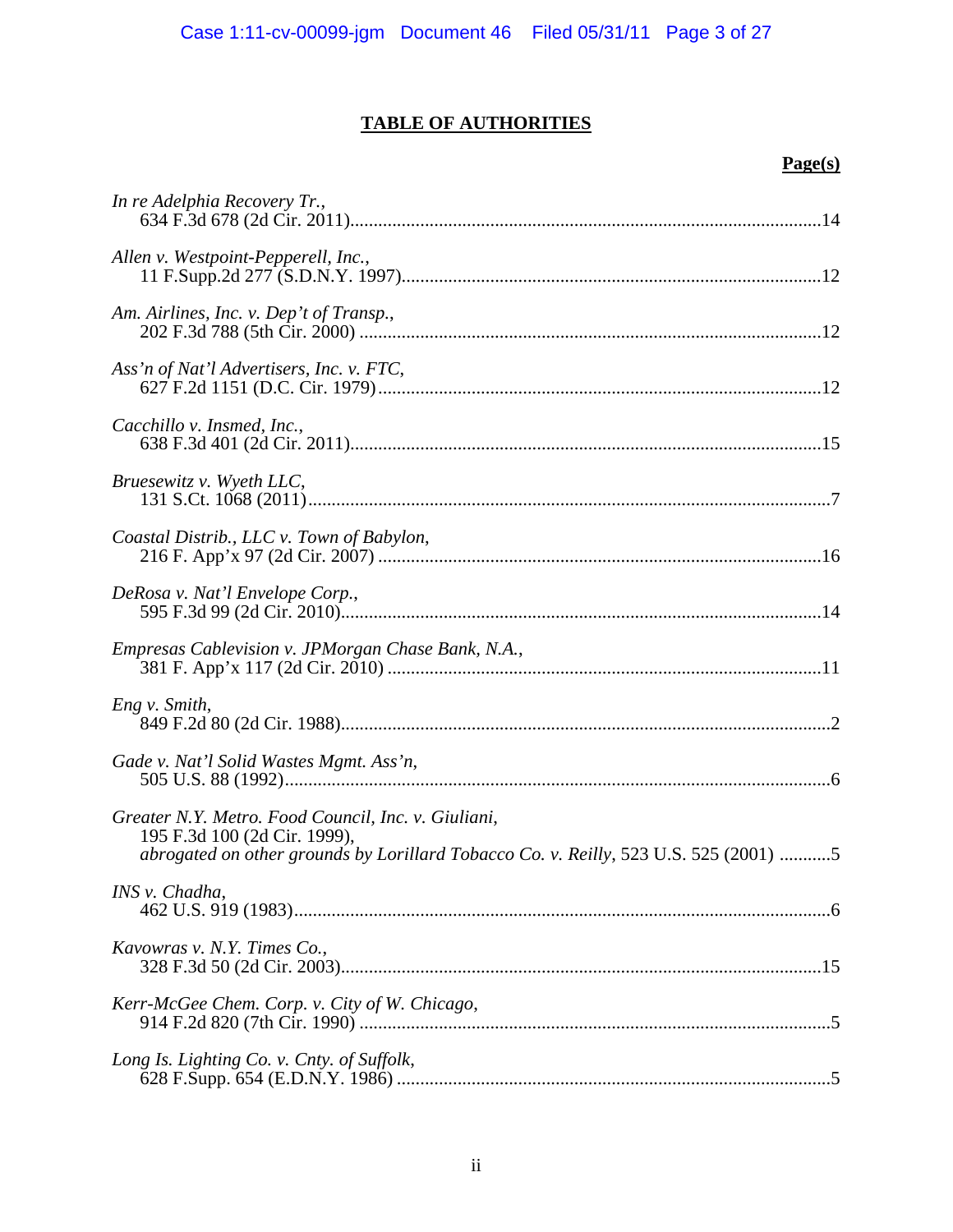# TABLE OF AUTHORITIES

**Page(s)**

*In re Adelphia Recovery Tr.*,
634 F.3d 678 (2d Cir. 2011)....................................................................................................14

*Allen v. Westpoint-Pepperell, Inc.*,
11 F.Supp.2d 277 (S.D.N.Y. 1997)...........................................................................................12

*Am. Airlines, Inc. v. Dep't of Transp.*,
202 F.3d 788 (5th Cir. 2000) ...................................................................................................12

*Ass'n of Nat'l Advertisers, Inc. v. FTC*,
627 F.2d 1151 (D.C. Cir. 1979)...............................................................................................12

*Cacchillo v. Insmed, Inc.*,
638 F.3d 401 (2d Cir. 2011).....................................................................................................15

*Bruesewitz v. Wyeth LLC*,
131 S.Ct. 1068 (2011)................................................................................................................7

*Coastal Distrib., LLC v. Town of Babylon*,
216 F. App'x 97 (2d Cir. 2007) ...............................................................................................16

*DeRosa v. Nat'l Envelope Corp.*,
595 F.3d 99 (2d Cir. 2010)......................................................................................................14

*Empresas Cablevision v. JPMorgan Chase Bank, N.A.*,
381 F. App'x 117 (2d Cir. 2010) ............................................................................................11

*Eng v. Smith*,
849 F.2d 80 (2d Cir. 1988).........................................................................................................2

*Gade v. Nat'l Solid Wastes Mgmt. Ass'n*,
505 U.S. 88 (1992).....................................................................................................................6

*Greater N.Y. Metro. Food Council, Inc. v. Giuliani*,
195 F.3d 100 (2d Cir. 1999),
*abrogated on other grounds by Lorillard Tobacco Co. v. Reilly*, 523 U.S. 525 (2001) ...........5

*INS v. Chadha*,
462 U.S. 919 (1983)...................................................................................................................6

*Kavowras v. N.Y. Times Co.*,
328 F.3d 50 (2d Cir. 2003).......................................................................................................15

*Kerr-McGee Chem. Corp. v. City of W. Chicago*,
914 F.2d 820 (7th Cir. 1990) .....................................................................................................5

*Long Is. Lighting Co. v. Cnty. of Suffolk*,
628 F.Supp. 654 (E.D.N.Y. 1986) .............................................................................................5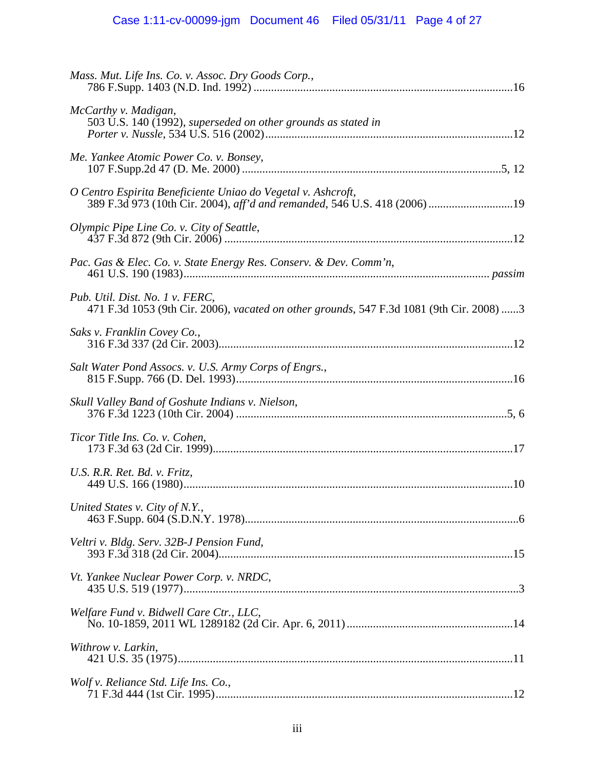*Mass. Mut. Life Ins. Co. v. Assoc. Dry Goods Corp.*,
786 F.Supp. 1403 (N.D. Ind. 1992) ........................................................................................16

*McCarthy v. Madigan*,
503 U.S. 140 (1992), *superseded on other grounds as stated in*
*Porter v. Nussle*, 534 U.S. 516 (2002) ....................................................................................12

*Me. Yankee Atomic Power Co. v. Bonsey*,
107 F.Supp.2d 47 (D. Me. 2000) ........................................................................................5, 12

*O Centro Espirita Beneficiente Uniao do Vegetal v. Ashcroft*,
389 F.3d 973 (10th Cir. 2004), *aff'd and remanded*, 546 U.S. 418 (2006) ............................19

*Olympic Pipe Line Co. v. City of Seattle*,
437 F.3d 872 (9th Cir. 2006) ..................................................................................................12

*Pac. Gas & Elec. Co. v. State Energy Res. Conserv. & Dev. Comm'n*,
461 U.S. 190 (1983)....................................................................................................... *passim*

*Pub. Util. Dist. No. 1 v. FERC*,
471 F.3d 1053 (9th Cir. 2006), *vacated on other grounds*, 547 F.3d 1081 (9th Cir. 2008) ......3

*Saks v. Franklin Covey Co.*,
316 F.3d 337 (2d Cir. 2003)....................................................................................................12

*Salt Water Pond Assocs. v. U.S. Army Corps of Engrs.*,
815 F.Supp. 766 (D. Del. 1993)..............................................................................................16

*Skull Valley Band of Goshute Indians v. Nielson*,
376 F.3d 1223 (10th Cir. 2004) ............................................................................................5, 6

*Ticor Title Ins. Co. v. Cohen*,
173 F.3d 63 (2d Cir. 1999)......................................................................................................17

*U.S. R.R. Ret. Bd. v. Fritz*,
449 U.S. 166 (1980)................................................................................................................10

*United States v. City of N.Y.*,
463 F.Supp. 604 (S.D.N.Y. 1978)..............................................................................................6

*Veltri v. Bldg. Serv. 32B-J Pension Fund*,
393 F.3d 318 (2d Cir. 2004)....................................................................................................15

*Vt. Yankee Nuclear Power Corp. v. NRDC*,
435 U.S. 519 (1977)..................................................................................................................3

*Welfare Fund v. Bidwell Care Ctr., LLC*,
No. 10-1859, 2011 WL 1289182 (2d Cir. Apr. 6, 2011) .........................................................14

*Withrow v. Larkin*,
421 U.S. 35 (1975)...................................................................................................................11

*Wolf v. Reliance Std. Life Ins. Co.*,
71 F.3d 444 (1st Cir. 1995)......................................................................................................12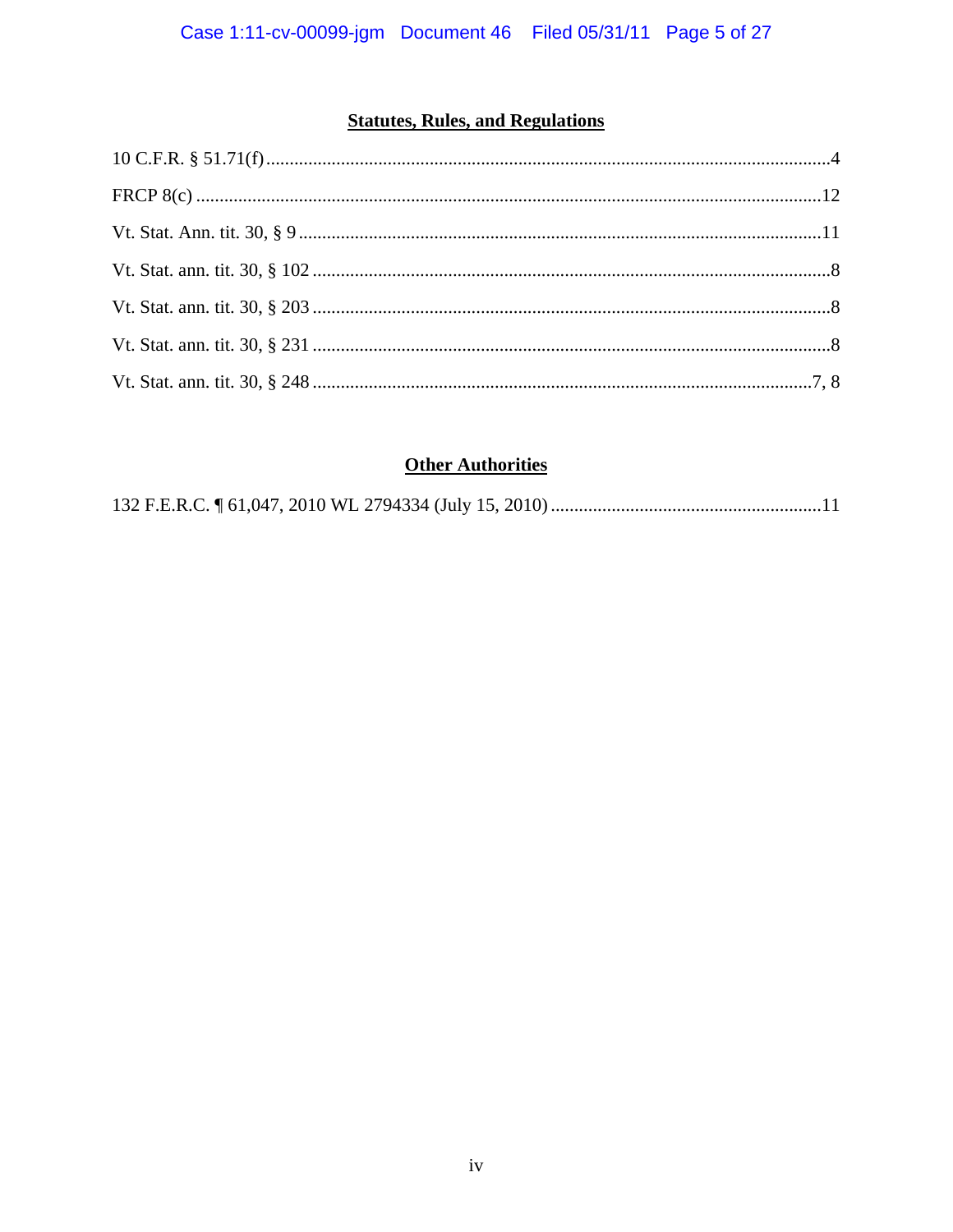## **Statutes, Rules, and Regulations**

10 C.F.R. § 51.71(f) ........................................................................................................................4

FRCP 8(c) .....................................................................................................................................12

Vt. Stat. Ann. tit. 30, § 9 ...............................................................................................................11

Vt. Stat. ann. tit. 30, § 102 ...............................................................................................................8

Vt. Stat. ann. tit. 30, § 203 ...............................................................................................................8

Vt. Stat. ann. tit. 30, § 231 ...............................................................................................................8

Vt. Stat. ann. tit. 30, § 248 ............................................................................................................7, 8

## **Other Authorities**

132 F.E.R.C. ¶ 61,047, 2010 WL 2794334 (July 15, 2010) ..........................................................11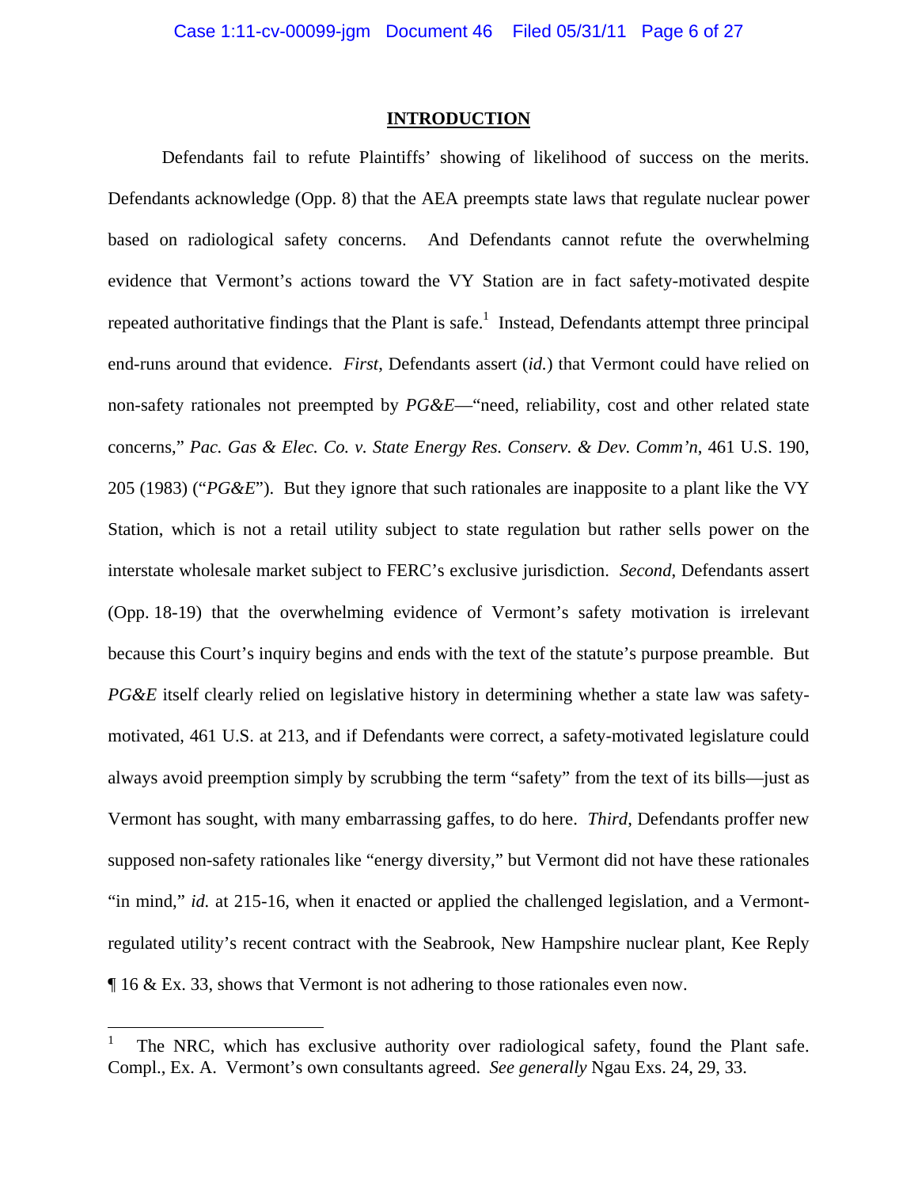## INTRODUCTION

Defendants fail to refute Plaintiffs' showing of likelihood of success on the merits. Defendants acknowledge (Opp. 8) that the AEA preempts state laws that regulate nuclear power based on radiological safety concerns. And Defendants cannot refute the overwhelming evidence that Vermont's actions toward the VY Station are in fact safety-motivated despite repeated authoritative findings that the Plant is safe.[1] Instead, Defendants attempt three principal end-runs around that evidence. *First*, Defendants assert (*id.*) that Vermont could have relied on non-safety rationales not preempted by *PG&E*—"need, reliability, cost and other related state concerns," *Pac. Gas & Elec. Co. v. State Energy Res. Conserv. & Dev. Comm'n*, 461 U.S. 190, 205 (1983) ("*PG&E*"). But they ignore that such rationales are inapposite to a plant like the VY Station, which is not a retail utility subject to state regulation but rather sells power on the interstate wholesale market subject to FERC's exclusive jurisdiction. *Second*, Defendants assert (Opp. 18-19) that the overwhelming evidence of Vermont's safety motivation is irrelevant because this Court's inquiry begins and ends with the text of the statute's purpose preamble. But *PG&E* itself clearly relied on legislative history in determining whether a state law was safety-motivated, 461 U.S. at 213, and if Defendants were correct, a safety-motivated legislature could always avoid preemption simply by scrubbing the term "safety" from the text of its bills—just as Vermont has sought, with many embarrassing gaffes, to do here. *Third*, Defendants proffer new supposed non-safety rationales like "energy diversity," but Vermont did not have these rationales "in mind," *id.* at 215-16, when it enacted or applied the challenged legislation, and a Vermont-regulated utility's recent contract with the Seabrook, New Hampshire nuclear plant, Kee Reply ¶ 16 & Ex. 33, shows that Vermont is not adhering to those rationales even now.

---

[1] The NRC, which has exclusive authority over radiological safety, found the Plant safe. Compl., Ex. A. Vermont's own consultants agreed. *See generally* Ngau Exs. 24, 29, 33.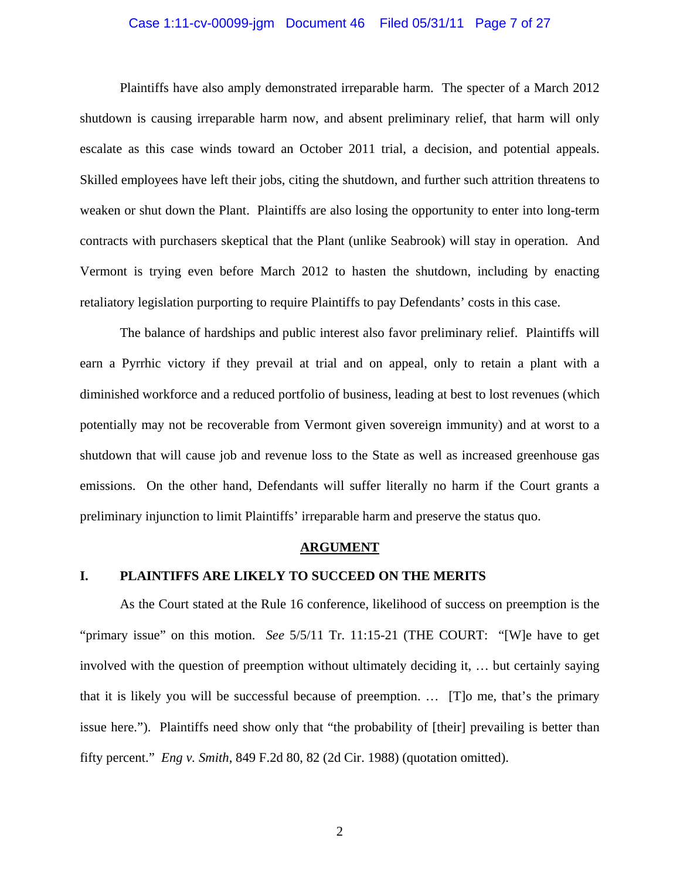Plaintiffs have also amply demonstrated irreparable harm. The specter of a March 2012 shutdown is causing irreparable harm now, and absent preliminary relief, that harm will only escalate as this case winds toward an October 2011 trial, a decision, and potential appeals. Skilled employees have left their jobs, citing the shutdown, and further such attrition threatens to weaken or shut down the Plant. Plaintiffs are also losing the opportunity to enter into long-term contracts with purchasers skeptical that the Plant (unlike Seabrook) will stay in operation. And Vermont is trying even before March 2012 to hasten the shutdown, including by enacting retaliatory legislation purporting to require Plaintiffs to pay Defendants' costs in this case.

The balance of hardships and public interest also favor preliminary relief. Plaintiffs will earn a Pyrrhic victory if they prevail at trial and on appeal, only to retain a plant with a diminished workforce and a reduced portfolio of business, leading at best to lost revenues (which potentially may not be recoverable from Vermont given sovereign immunity) and at worst to a shutdown that will cause job and revenue loss to the State as well as increased greenhouse gas emissions. On the other hand, Defendants will suffer literally no harm if the Court grants a preliminary injunction to limit Plaintiffs' irreparable harm and preserve the status quo.

## ARGUMENT

### I. PLAINTIFFS ARE LIKELY TO SUCCEED ON THE MERITS

As the Court stated at the Rule 16 conference, likelihood of success on preemption is the "primary issue" on this motion. *See* 5/5/11 Tr. 11:15-21 (THE COURT: "[W]e have to get involved with the question of preemption without ultimately deciding it, … but certainly saying that it is likely you will be successful because of preemption. … [T]o me, that's the primary issue here."). Plaintiffs need show only that "the probability of [their] prevailing is better than fifty percent." *Eng v. Smith*, 849 F.2d 80, 82 (2d Cir. 1988) (quotation omitted).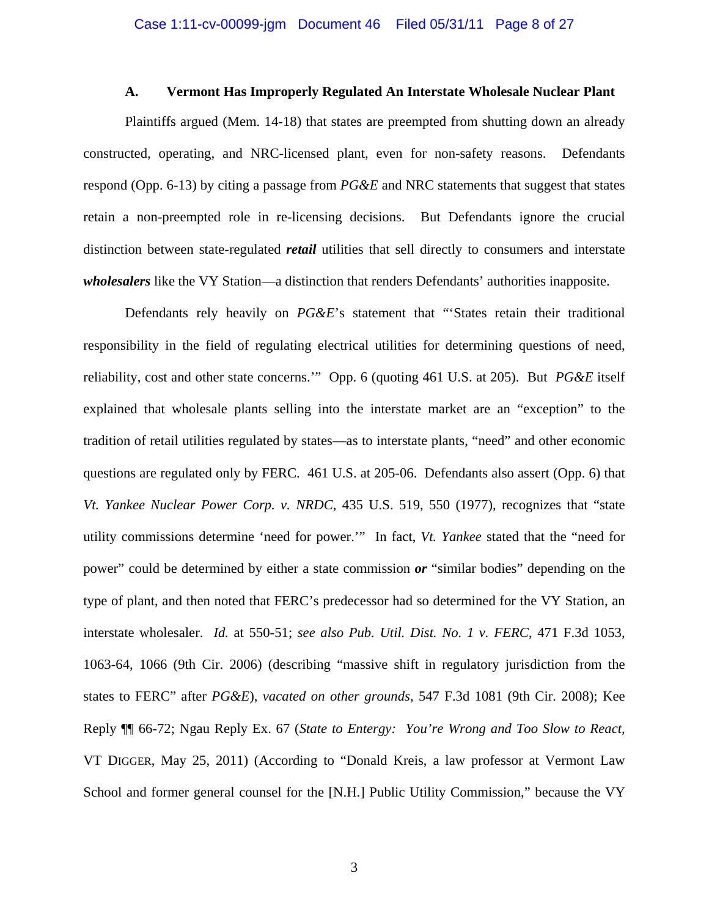### A. Vermont Has Improperly Regulated An Interstate Wholesale Nuclear Plant

Plaintiffs argued (Mem. 14-18) that states are preempted from shutting down an already constructed, operating, and NRC-licensed plant, even for non-safety reasons. Defendants respond (Opp. 6-13) by citing a passage from *PG&E* and NRC statements that suggest that states retain a non-preempted role in re-licensing decisions. But Defendants ignore the crucial distinction between state-regulated ***retail*** utilities that sell directly to consumers and interstate ***wholesalers*** like the VY Station—a distinction that renders Defendants' authorities inapposite.

Defendants rely heavily on *PG&E*'s statement that "'States retain their traditional responsibility in the field of regulating electrical utilities for determining questions of need, reliability, cost and other state concerns.'" Opp. 6 (quoting 461 U.S. at 205). But *PG&E* itself explained that wholesale plants selling into the interstate market are an "exception" to the tradition of retail utilities regulated by states—as to interstate plants, "need" and other economic questions are regulated only by FERC. 461 U.S. at 205-06. Defendants also assert (Opp. 6) that *Vt. Yankee Nuclear Power Corp. v. NRDC*, 435 U.S. 519, 550 (1977), recognizes that "state utility commissions determine 'need for power.'" In fact, *Vt. Yankee* stated that the "need for power" could be determined by either a state commission ***or*** "similar bodies" depending on the type of plant, and then noted that FERC's predecessor had so determined for the VY Station, an interstate wholesaler. *Id.* at 550-51; *see also Pub. Util. Dist. No. 1 v. FERC*, 471 F.3d 1053, 1063-64, 1066 (9th Cir. 2006) (describing "massive shift in regulatory jurisdiction from the states to FERC" after *PG&E*), *vacated on other grounds*, 547 F.3d 1081 (9th Cir. 2008); Kee Reply ¶¶ 66-72; Ngau Reply Ex. 67 (*State to Entergy: You're Wrong and Too Slow to React*, VT DIGGER, May 25, 2011) (According to "Donald Kreis, a law professor at Vermont Law School and former general counsel for the [N.H.] Public Utility Commission," because the VY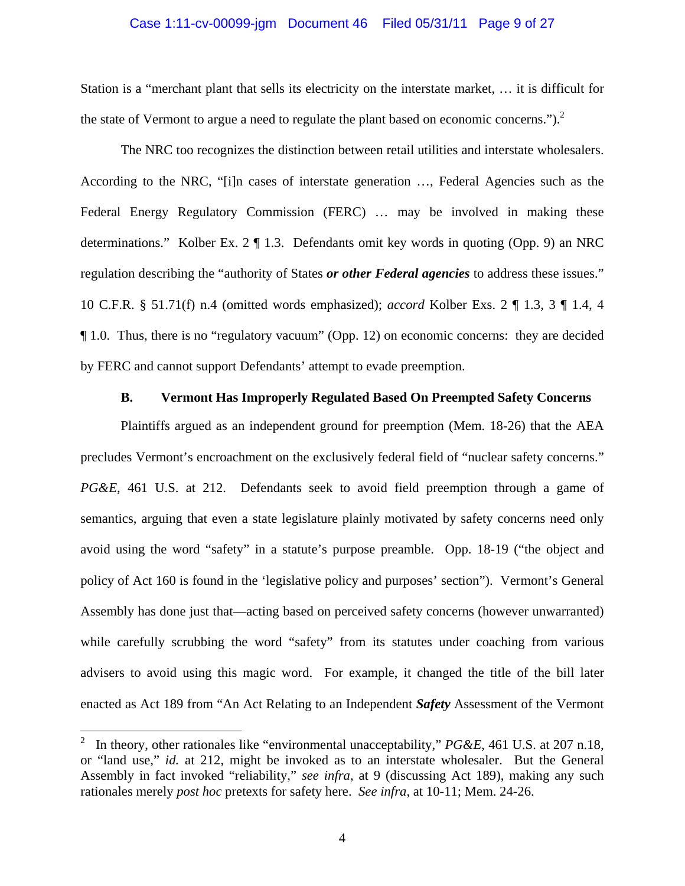Station is a "merchant plant that sells its electricity on the interstate market, … it is difficult for the state of Vermont to argue a need to regulate the plant based on economic concerns.").[2]

The NRC too recognizes the distinction between retail utilities and interstate wholesalers. According to the NRC, "[i]n cases of interstate generation …, Federal Agencies such as the Federal Energy Regulatory Commission (FERC) … may be involved in making these determinations." Kolber Ex. 2 ¶ 1.3. Defendants omit key words in quoting (Opp. 9) an NRC regulation describing the "authority of States ***or other Federal agencies*** to address these issues." 10 C.F.R. § 51.71(f) n.4 (omitted words emphasized); *accord* Kolber Exs. 2 ¶ 1.3, 3 ¶ 1.4, 4 ¶ 1.0. Thus, there is no "regulatory vacuum" (Opp. 12) on economic concerns: they are decided by FERC and cannot support Defendants' attempt to evade preemption.

### B. Vermont Has Improperly Regulated Based On Preempted Safety Concerns

Plaintiffs argued as an independent ground for preemption (Mem. 18-26) that the AEA precludes Vermont's encroachment on the exclusively federal field of "nuclear safety concerns." *PG&E*, 461 U.S. at 212. Defendants seek to avoid field preemption through a game of semantics, arguing that even a state legislature plainly motivated by safety concerns need only avoid using the word "safety" in a statute's purpose preamble. Opp. 18-19 ("the object and policy of Act 160 is found in the 'legislative policy and purposes' section"). Vermont's General Assembly has done just that—acting based on perceived safety concerns (however unwarranted) while carefully scrubbing the word "safety" from its statutes under coaching from various advisers to avoid using this magic word. For example, it changed the title of the bill later enacted as Act 189 from "An Act Relating to an Independent ***Safety*** Assessment of the Vermont

---

[2] In theory, other rationales like "environmental unacceptability," *PG&E*, 461 U.S. at 207 n.18, or "land use," *id.* at 212, might be invoked as to an interstate wholesaler. But the General Assembly in fact invoked "reliability," *see infra*, at 9 (discussing Act 189), making any such rationales merely *post hoc* pretexts for safety here. *See infra*, at 10-11; Mem. 24-26.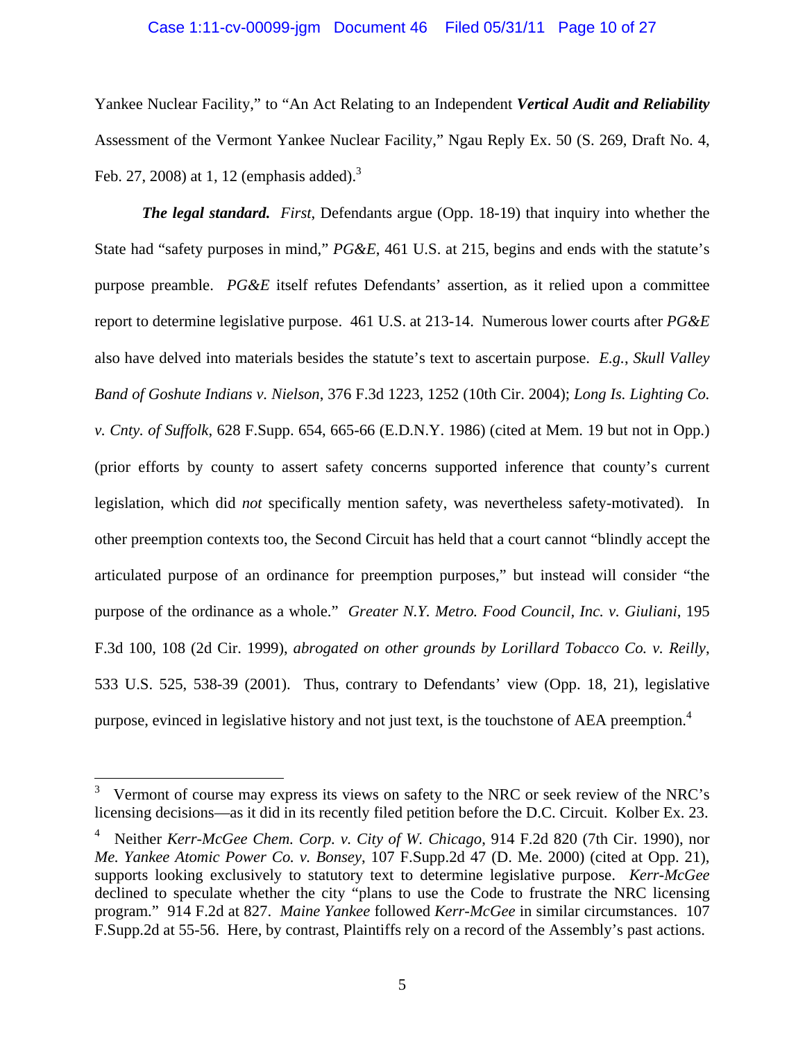Yankee Nuclear Facility," to "An Act Relating to an Independent ***Vertical Audit and Reliability*** Assessment of the Vermont Yankee Nuclear Facility," Ngau Reply Ex. 50 (S. 269, Draft No. 4, Feb. 27, 2008) at 1, 12 (emphasis added).[3]

***The legal standard.*** *First*, Defendants argue (Opp. 18-19) that inquiry into whether the State had "safety purposes in mind," *PG&E*, 461 U.S. at 215, begins and ends with the statute's purpose preamble. *PG&E* itself refutes Defendants' assertion, as it relied upon a committee report to determine legislative purpose. 461 U.S. at 213-14. Numerous lower courts after *PG&E* also have delved into materials besides the statute's text to ascertain purpose. *E.g.*, *Skull Valley Band of Goshute Indians v. Nielson*, 376 F.3d 1223, 1252 (10th Cir. 2004); *Long Is. Lighting Co. v. Cnty. of Suffolk*, 628 F.Supp. 654, 665-66 (E.D.N.Y. 1986) (cited at Mem. 19 but not in Opp.) (prior efforts by county to assert safety concerns supported inference that county's current legislation, which did *not* specifically mention safety, was nevertheless safety-motivated). In other preemption contexts too, the Second Circuit has held that a court cannot "blindly accept the articulated purpose of an ordinance for preemption purposes," but instead will consider "the purpose of the ordinance as a whole." *Greater N.Y. Metro. Food Council, Inc. v. Giuliani*, 195 F.3d 100, 108 (2d Cir. 1999), *abrogated on other grounds by Lorillard Tobacco Co. v. Reilly*, 533 U.S. 525, 538-39 (2001). Thus, contrary to Defendants' view (Opp. 18, 21), legislative purpose, evinced in legislative history and not just text, is the touchstone of AEA preemption.[4]

---

[3] Vermont of course may express its views on safety to the NRC or seek review of the NRC's licensing decisions—as it did in its recently filed petition before the D.C. Circuit. Kolber Ex. 23.

[4] Neither *Kerr-McGee Chem. Corp. v. City of W. Chicago*, 914 F.2d 820 (7th Cir. 1990), nor *Me. Yankee Atomic Power Co. v. Bonsey*, 107 F.Supp.2d 47 (D. Me. 2000) (cited at Opp. 21), supports looking exclusively to statutory text to determine legislative purpose. *Kerr-McGee* declined to speculate whether the city "plans to use the Code to frustrate the NRC licensing program." 914 F.2d at 827. *Maine Yankee* followed *Kerr-McGee* in similar circumstances. 107 F.Supp.2d at 55-56. Here, by contrast, Plaintiffs rely on a record of the Assembly's past actions.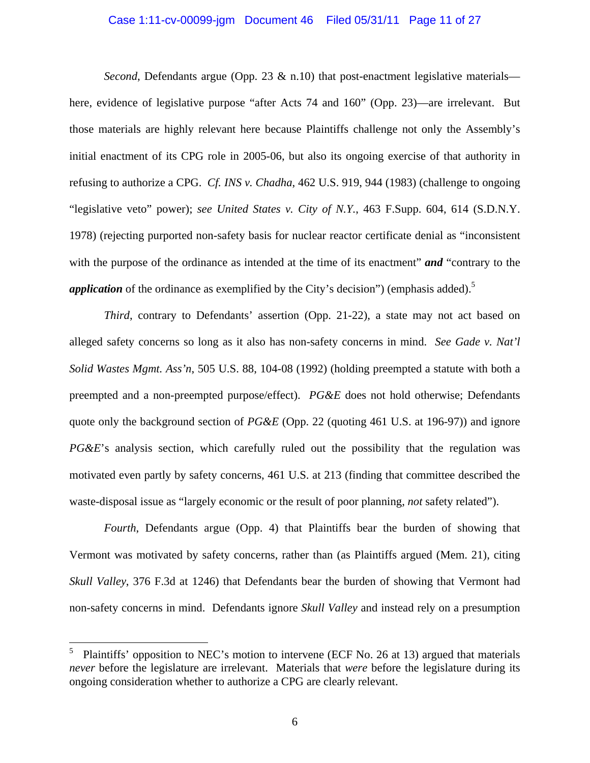*Second*, Defendants argue (Opp. 23 & n.10) that post-enactment legislative materials—here, evidence of legislative purpose "after Acts 74 and 160" (Opp. 23)—are irrelevant. But those materials are highly relevant here because Plaintiffs challenge not only the Assembly's initial enactment of its CPG role in 2005-06, but also its ongoing exercise of that authority in refusing to authorize a CPG. *Cf. INS v. Chadha*, 462 U.S. 919, 944 (1983) (challenge to ongoing "legislative veto" power); *see United States v. City of N.Y.*, 463 F.Supp. 604, 614 (S.D.N.Y. 1978) (rejecting purported non-safety basis for nuclear reactor certificate denial as "inconsistent with the purpose of the ordinance as intended at the time of its enactment" ***and*** "contrary to the ***application*** of the ordinance as exemplified by the City's decision") (emphasis added).[5]

*Third*, contrary to Defendants' assertion (Opp. 21-22), a state may not act based on alleged safety concerns so long as it also has non-safety concerns in mind. *See Gade v. Nat'l Solid Wastes Mgmt. Ass'n*, 505 U.S. 88, 104-08 (1992) (holding preempted a statute with both a preempted and a non-preempted purpose/effect). *PG&E* does not hold otherwise; Defendants quote only the background section of *PG&E* (Opp. 22 (quoting 461 U.S. at 196-97)) and ignore *PG&E*'s analysis section, which carefully ruled out the possibility that the regulation was motivated even partly by safety concerns, 461 U.S. at 213 (finding that committee described the waste-disposal issue as "largely economic or the result of poor planning, *not* safety related").

*Fourth*, Defendants argue (Opp. 4) that Plaintiffs bear the burden of showing that Vermont was motivated by safety concerns, rather than (as Plaintiffs argued (Mem. 21), citing *Skull Valley*, 376 F.3d at 1246) that Defendants bear the burden of showing that Vermont had non-safety concerns in mind. Defendants ignore *Skull Valley* and instead rely on a presumption

---

[5] Plaintiffs' opposition to NEC's motion to intervene (ECF No. 26 at 13) argued that materials *never* before the legislature are irrelevant. Materials that *were* before the legislature during its ongoing consideration whether to authorize a CPG are clearly relevant.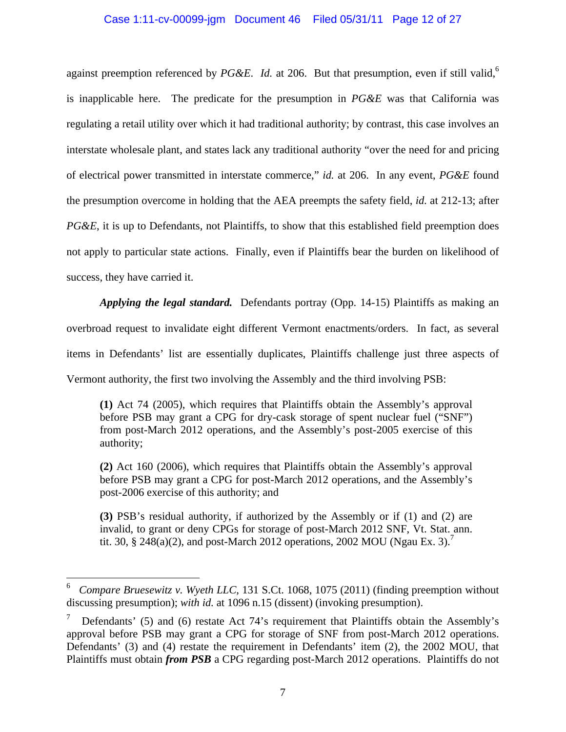against preemption referenced by *PG&E*. *Id.* at 206. But that presumption, even if still valid,[6] is inapplicable here. The predicate for the presumption in *PG&E* was that California was regulating a retail utility over which it had traditional authority; by contrast, this case involves an interstate wholesale plant, and states lack any traditional authority "over the need for and pricing of electrical power transmitted in interstate commerce," *id.* at 206. In any event, *PG&E* found the presumption overcome in holding that the AEA preempts the safety field, *id.* at 212-13; after *PG&E*, it is up to Defendants, not Plaintiffs, to show that this established field preemption does not apply to particular state actions. Finally, even if Plaintiffs bear the burden on likelihood of success, they have carried it.

***Applying the legal standard.*** Defendants portray (Opp. 14-15) Plaintiffs as making an overbroad request to invalidate eight different Vermont enactments/orders. In fact, as several items in Defendants' list are essentially duplicates, Plaintiffs challenge just three aspects of Vermont authority, the first two involving the Assembly and the third involving PSB:

> **(1)** Act 74 (2005), which requires that Plaintiffs obtain the Assembly's approval before PSB may grant a CPG for dry-cask storage of spent nuclear fuel ("SNF") from post-March 2012 operations, and the Assembly's post-2005 exercise of this authority;
>
> **(2)** Act 160 (2006), which requires that Plaintiffs obtain the Assembly's approval before PSB may grant a CPG for post-March 2012 operations, and the Assembly's post-2006 exercise of this authority; and
>
> **(3)** PSB's residual authority, if authorized by the Assembly or if (1) and (2) are invalid, to grant or deny CPGs for storage of post-March 2012 SNF, Vt. Stat. ann. tit. 30, § 248(a)(2), and post-March 2012 operations, 2002 MOU (Ngau Ex. 3).[7]

---

[6] *Compare Bruesewitz v. Wyeth LLC*, 131 S.Ct. 1068, 1075 (2011) (finding preemption without discussing presumption); *with id.* at 1096 n.15 (dissent) (invoking presumption).

[7] Defendants' (5) and (6) restate Act 74's requirement that Plaintiffs obtain the Assembly's approval before PSB may grant a CPG for storage of SNF from post-March 2012 operations. Defendants' (3) and (4) restate the requirement in Defendants' item (2), the 2002 MOU, that Plaintiffs must obtain ***from PSB*** a CPG regarding post-March 2012 operations. Plaintiffs do not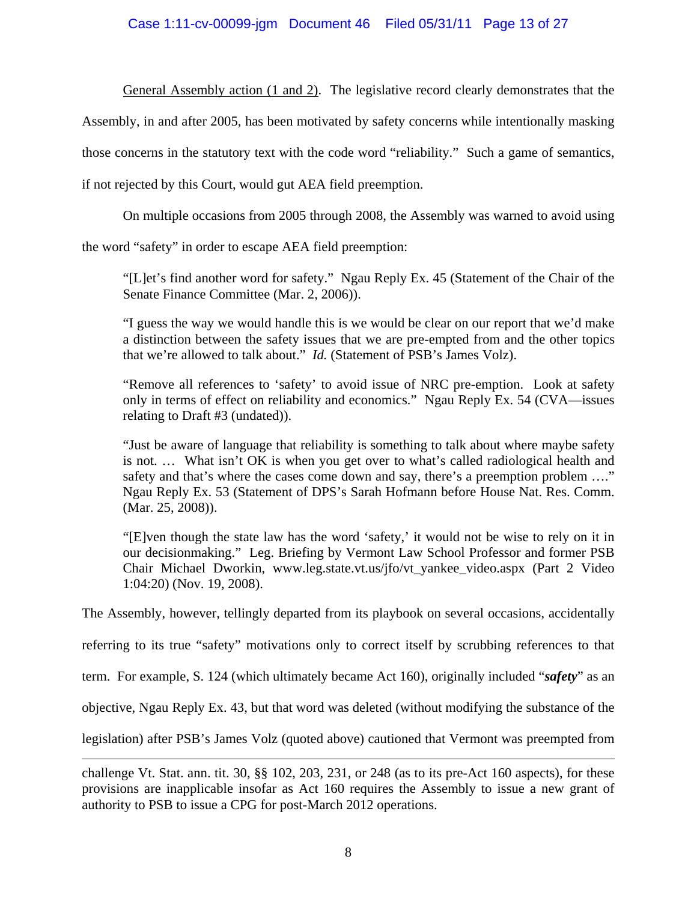<u>General Assembly action (1 and 2)</u>. The legislative record clearly demonstrates that the Assembly, in and after 2005, has been motivated by safety concerns while intentionally masking those concerns in the statutory text with the code word "reliability." Such a game of semantics, if not rejected by this Court, would gut AEA field preemption.

On multiple occasions from 2005 through 2008, the Assembly was warned to avoid using the word "safety" in order to escape AEA field preemption:

> "[L]et's find another word for safety." Ngau Reply Ex. 45 (Statement of the Chair of the Senate Finance Committee (Mar. 2, 2006)).
>
> "I guess the way we would handle this is we would be clear on our report that we'd make a distinction between the safety issues that we are pre-empted from and the other topics that we're allowed to talk about." *Id.* (Statement of PSB's James Volz).
>
> "Remove all references to 'safety' to avoid issue of NRC pre-emption. Look at safety only in terms of effect on reliability and economics." Ngau Reply Ex. 54 (CVA—issues relating to Draft #3 (undated)).
>
> "Just be aware of language that reliability is something to talk about where maybe safety is not. … What isn't OK is when you get over to what's called radiological health and safety and that's where the cases come down and say, there's a preemption problem …." Ngau Reply Ex. 53 (Statement of DPS's Sarah Hofmann before House Nat. Res. Comm. (Mar. 25, 2008)).
>
> "[E]ven though the state law has the word 'safety,' it would not be wise to rely on it in our decisionmaking." Leg. Briefing by Vermont Law School Professor and former PSB Chair Michael Dworkin, www.leg.state.vt.us/jfo/vt_yankee_video.aspx (Part 2 Video 1:04:20) (Nov. 19, 2008).

The Assembly, however, tellingly departed from its playbook on several occasions, accidentally referring to its true "safety" motivations only to correct itself by scrubbing references to that term. For example, S. 124 (which ultimately became Act 160), originally included "***safety***" as an objective, Ngau Reply Ex. 43, but that word was deleted (without modifying the substance of the legislation) after PSB's James Volz (quoted above) cautioned that Vermont was preempted from

---

challenge Vt. Stat. ann. tit. 30, §§ 102, 203, 231, or 248 (as to its pre-Act 160 aspects), for these provisions are inapplicable insofar as Act 160 requires the Assembly to issue a new grant of authority to PSB to issue a CPG for post-March 2012 operations.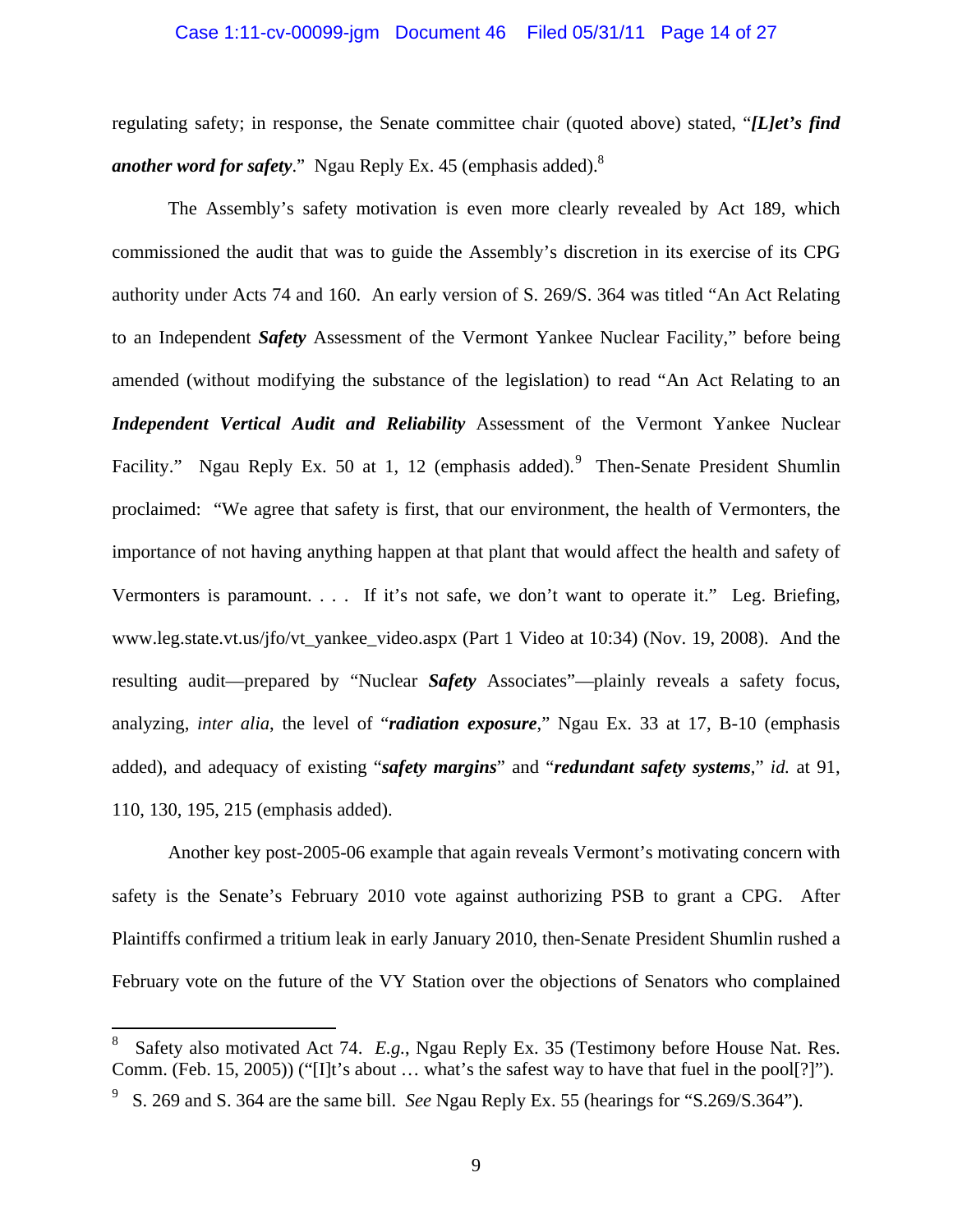regulating safety; in response, the Senate committee chair (quoted above) stated, "***[L]et's find another word for safety***." Ngau Reply Ex. 45 (emphasis added).[8]

The Assembly's safety motivation is even more clearly revealed by Act 189, which commissioned the audit that was to guide the Assembly's discretion in its exercise of its CPG authority under Acts 74 and 160. An early version of S. 269/S. 364 was titled "An Act Relating to an Independent ***Safety*** Assessment of the Vermont Yankee Nuclear Facility," before being amended (without modifying the substance of the legislation) to read "An Act Relating to an ***Independent Vertical Audit and Reliability*** Assessment of the Vermont Yankee Nuclear Facility." Ngau Reply Ex. 50 at 1, 12 (emphasis added).[9] Then-Senate President Shumlin proclaimed: "We agree that safety is first, that our environment, the health of Vermonters, the importance of not having anything happen at that plant that would affect the health and safety of Vermonters is paramount. . . . If it's not safe, we don't want to operate it." Leg. Briefing, www.leg.state.vt.us/jfo/vt_yankee_video.aspx (Part 1 Video at 10:34) (Nov. 19, 2008). And the resulting audit—prepared by "Nuclear ***Safety*** Associates"—plainly reveals a safety focus, analyzing, *inter alia*, the level of "***radiation exposure***," Ngau Ex. 33 at 17, B-10 (emphasis added), and adequacy of existing "***safety margins***" and "***redundant safety systems***," *id.* at 91, 110, 130, 195, 215 (emphasis added).

Another key post-2005-06 example that again reveals Vermont's motivating concern with safety is the Senate's February 2010 vote against authorizing PSB to grant a CPG. After Plaintiffs confirmed a tritium leak in early January 2010, then-Senate President Shumlin rushed a February vote on the future of the VY Station over the objections of Senators who complained

---

[8] Safety also motivated Act 74. *E.g.*, Ngau Reply Ex. 35 (Testimony before House Nat. Res. Comm. (Feb. 15, 2005)) ("[I]t's about … what's the safest way to have that fuel in the pool[?]").

[9] S. 269 and S. 364 are the same bill. *See* Ngau Reply Ex. 55 (hearings for "S.269/S.364").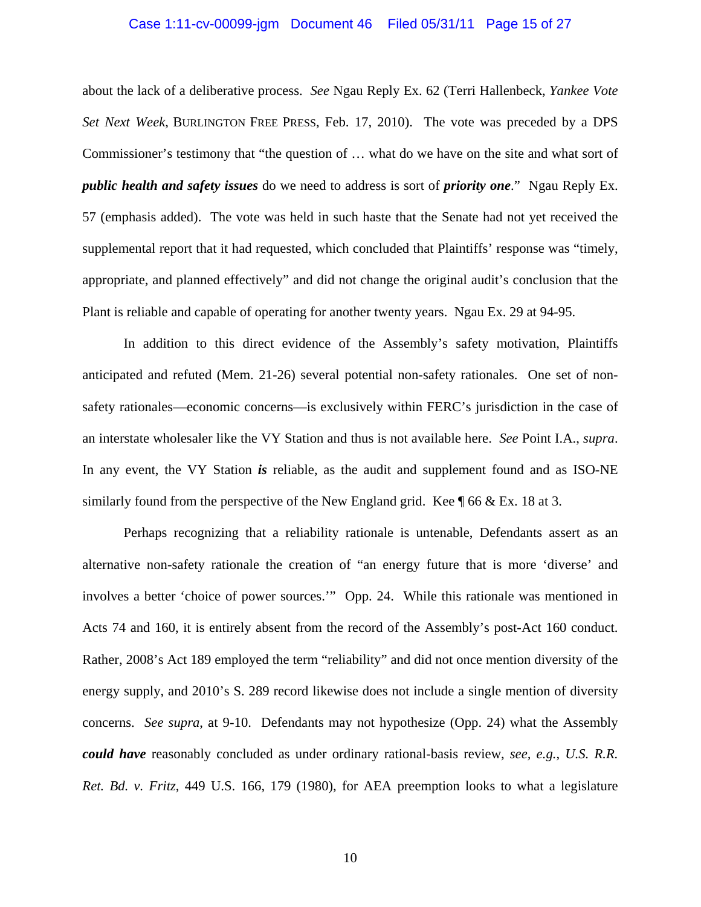about the lack of a deliberative process. *See* Ngau Reply Ex. 62 (Terri Hallenbeck, *Yankee Vote Set Next Week*, BURLINGTON FREE PRESS, Feb. 17, 2010). The vote was preceded by a DPS Commissioner's testimony that "the question of … what do we have on the site and what sort of ***public health and safety issues*** do we need to address is sort of ***priority one***." Ngau Reply Ex. 57 (emphasis added). The vote was held in such haste that the Senate had not yet received the supplemental report that it had requested, which concluded that Plaintiffs' response was "timely, appropriate, and planned effectively" and did not change the original audit's conclusion that the Plant is reliable and capable of operating for another twenty years. Ngau Ex. 29 at 94-95.

In addition to this direct evidence of the Assembly's safety motivation, Plaintiffs anticipated and refuted (Mem. 21-26) several potential non-safety rationales. One set of non-safety rationales—economic concerns—is exclusively within FERC's jurisdiction in the case of an interstate wholesaler like the VY Station and thus is not available here. *See* Point I.A., *supra*. In any event, the VY Station ***is*** reliable, as the audit and supplement found and as ISO-NE similarly found from the perspective of the New England grid. Kee ¶ 66 & Ex. 18 at 3.

Perhaps recognizing that a reliability rationale is untenable, Defendants assert as an alternative non-safety rationale the creation of "an energy future that is more 'diverse' and involves a better 'choice of power sources.'" Opp. 24. While this rationale was mentioned in Acts 74 and 160, it is entirely absent from the record of the Assembly's post-Act 160 conduct. Rather, 2008's Act 189 employed the term "reliability" and did not once mention diversity of the energy supply, and 2010's S. 289 record likewise does not include a single mention of diversity concerns. *See supra*, at 9-10. Defendants may not hypothesize (Opp. 24) what the Assembly ***could have*** reasonably concluded as under ordinary rational-basis review, *see, e.g.*, *U.S. R.R. Ret. Bd. v. Fritz*, 449 U.S. 166, 179 (1980), for AEA preemption looks to what a legislature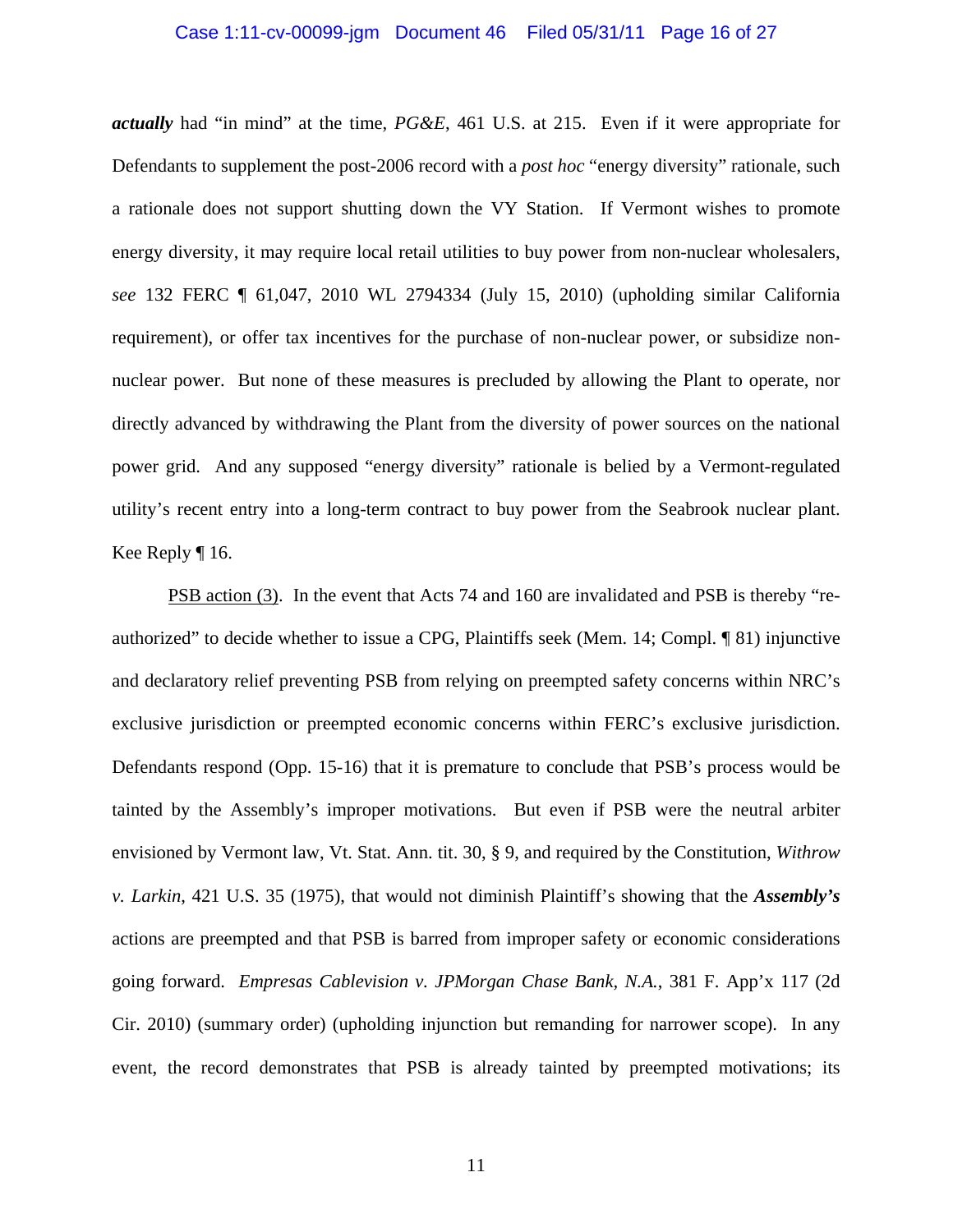***actually*** had "in mind" at the time, *PG&E*, 461 U.S. at 215. Even if it were appropriate for Defendants to supplement the post-2006 record with a *post hoc* "energy diversity" rationale, such a rationale does not support shutting down the VY Station. If Vermont wishes to promote energy diversity, it may require local retail utilities to buy power from non-nuclear wholesalers, *see* 132 FERC ¶ 61,047, 2010 WL 2794334 (July 15, 2010) (upholding similar California requirement), or offer tax incentives for the purchase of non-nuclear power, or subsidize non-nuclear power. But none of these measures is precluded by allowing the Plant to operate, nor directly advanced by withdrawing the Plant from the diversity of power sources on the national power grid. And any supposed "energy diversity" rationale is belied by a Vermont-regulated utility's recent entry into a long-term contract to buy power from the Seabrook nuclear plant. Kee Reply ¶ 16.

PSB action (3). In the event that Acts 74 and 160 are invalidated and PSB is thereby "re-authorized" to decide whether to issue a CPG, Plaintiffs seek (Mem. 14; Compl. ¶ 81) injunctive and declaratory relief preventing PSB from relying on preempted safety concerns within NRC's exclusive jurisdiction or preempted economic concerns within FERC's exclusive jurisdiction. Defendants respond (Opp. 15-16) that it is premature to conclude that PSB's process would be tainted by the Assembly's improper motivations. But even if PSB were the neutral arbiter envisioned by Vermont law, Vt. Stat. Ann. tit. 30, § 9, and required by the Constitution, *Withrow v. Larkin*, 421 U.S. 35 (1975), that would not diminish Plaintiff's showing that the ***Assembly's*** actions are preempted and that PSB is barred from improper safety or economic considerations going forward. *Empresas Cablevision v. JPMorgan Chase Bank, N.A.*, 381 F. App'x 117 (2d Cir. 2010) (summary order) (upholding injunction but remanding for narrower scope). In any event, the record demonstrates that PSB is already tainted by preempted motivations; its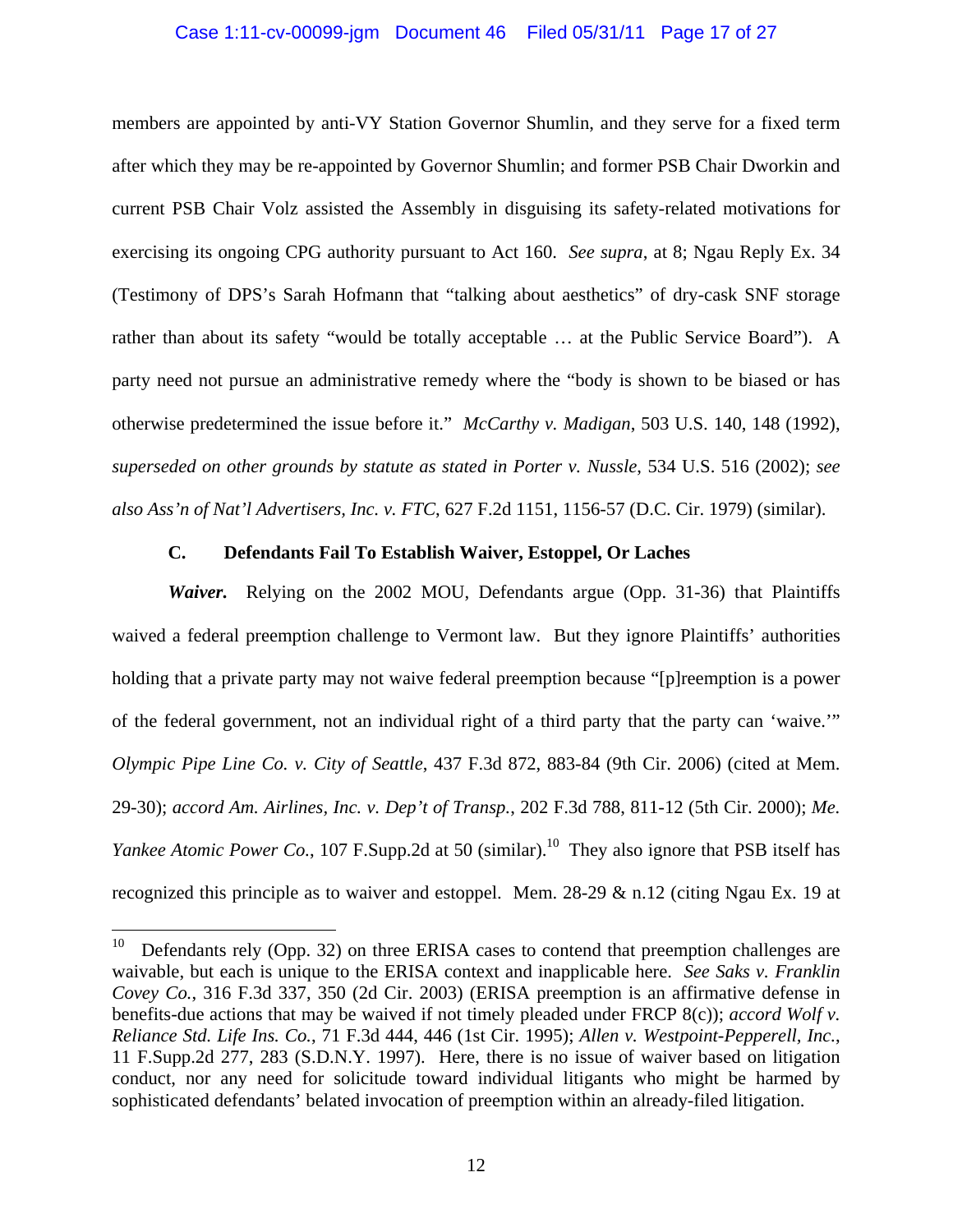members are appointed by anti-VY Station Governor Shumlin, and they serve for a fixed term after which they may be re-appointed by Governor Shumlin; and former PSB Chair Dworkin and current PSB Chair Volz assisted the Assembly in disguising its safety-related motivations for exercising its ongoing CPG authority pursuant to Act 160. *See supra*, at 8; Ngau Reply Ex. 34 (Testimony of DPS's Sarah Hofmann that "talking about aesthetics" of dry-cask SNF storage rather than about its safety "would be totally acceptable … at the Public Service Board"). A party need not pursue an administrative remedy where the "body is shown to be biased or has otherwise predetermined the issue before it." *McCarthy v. Madigan*, 503 U.S. 140, 148 (1992), *superseded on other grounds by statute as stated in Porter v. Nussle*, 534 U.S. 516 (2002); *see also Ass'n of Nat'l Advertisers, Inc. v. FTC*, 627 F.2d 1151, 1156-57 (D.C. Cir. 1979) (similar).

### C. Defendants Fail To Establish Waiver, Estoppel, Or Laches

***Waiver.*** Relying on the 2002 MOU, Defendants argue (Opp. 31-36) that Plaintiffs waived a federal preemption challenge to Vermont law. But they ignore Plaintiffs' authorities holding that a private party may not waive federal preemption because "[p]reemption is a power of the federal government, not an individual right of a third party that the party can 'waive.'" *Olympic Pipe Line Co. v. City of Seattle*, 437 F.3d 872, 883-84 (9th Cir. 2006) (cited at Mem. 29-30); *accord Am. Airlines, Inc. v. Dep't of Transp.*, 202 F.3d 788, 811-12 (5th Cir. 2000); *Me. Yankee Atomic Power Co.*, 107 F.Supp.2d at 50 (similar).[10] They also ignore that PSB itself has recognized this principle as to waiver and estoppel. Mem. 28-29 & n.12 (citing Ngau Ex. 19 at

---

[10] Defendants rely (Opp. 32) on three ERISA cases to contend that preemption challenges are waivable, but each is unique to the ERISA context and inapplicable here. *See Saks v. Franklin Covey Co.*, 316 F.3d 337, 350 (2d Cir. 2003) (ERISA preemption is an affirmative defense in benefits-due actions that may be waived if not timely pleaded under FRCP 8(c)); *accord Wolf v. Reliance Std. Life Ins. Co.*, 71 F.3d 444, 446 (1st Cir. 1995); *Allen v. Westpoint-Pepperell, Inc.*, 11 F.Supp.2d 277, 283 (S.D.N.Y. 1997). Here, there is no issue of waiver based on litigation conduct, nor any need for solicitude toward individual litigants who might be harmed by sophisticated defendants' belated invocation of preemption within an already-filed litigation.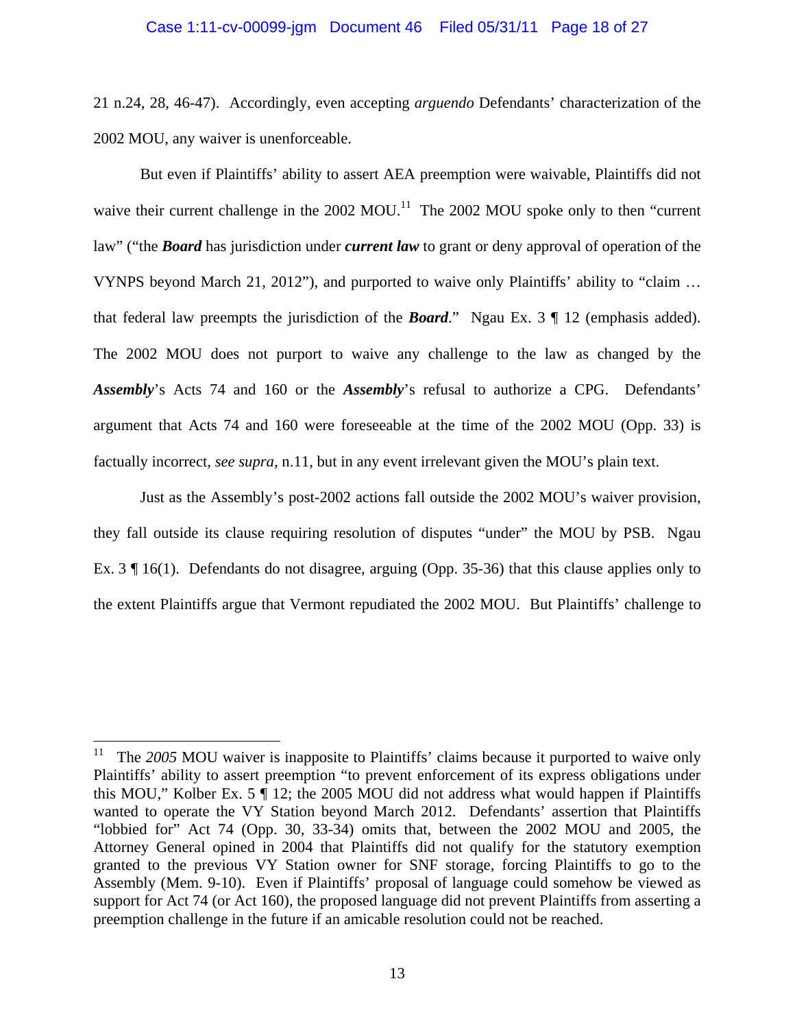21 n.24, 28, 46-47). Accordingly, even accepting *arguendo* Defendants' characterization of the 2002 MOU, any waiver is unenforceable.

But even if Plaintiffs' ability to assert AEA preemption were waivable, Plaintiffs did not waive their current challenge in the 2002 MOU.[11] The 2002 MOU spoke only to then "current law" ("the ***Board*** has jurisdiction under ***current law*** to grant or deny approval of operation of the VYNPS beyond March 21, 2012"), and purported to waive only Plaintiffs' ability to "claim … that federal law preempts the jurisdiction of the ***Board***." Ngau Ex. 3 ¶ 12 (emphasis added). The 2002 MOU does not purport to waive any challenge to the law as changed by the ***Assembly***'s Acts 74 and 160 or the ***Assembly***'s refusal to authorize a CPG. Defendants' argument that Acts 74 and 160 were foreseeable at the time of the 2002 MOU (Opp. 33) is factually incorrect, *see supra*, n.11, but in any event irrelevant given the MOU's plain text.

Just as the Assembly's post-2002 actions fall outside the 2002 MOU's waiver provision, they fall outside its clause requiring resolution of disputes "under" the MOU by PSB. Ngau Ex. 3 ¶ 16(1). Defendants do not disagree, arguing (Opp. 35-36) that this clause applies only to the extent Plaintiffs argue that Vermont repudiated the 2002 MOU. But Plaintiffs' challenge to

---

[11] The *2005* MOU waiver is inapposite to Plaintiffs' claims because it purported to waive only Plaintiffs' ability to assert preemption "to prevent enforcement of its express obligations under this MOU," Kolber Ex. 5 ¶ 12; the 2005 MOU did not address what would happen if Plaintiffs wanted to operate the VY Station beyond March 2012. Defendants' assertion that Plaintiffs "lobbied for" Act 74 (Opp. 30, 33-34) omits that, between the 2002 MOU and 2005, the Attorney General opined in 2004 that Plaintiffs did not qualify for the statutory exemption granted to the previous VY Station owner for SNF storage, forcing Plaintiffs to go to the Assembly (Mem. 9-10). Even if Plaintiffs' proposal of language could somehow be viewed as support for Act 74 (or Act 160), the proposed language did not prevent Plaintiffs from asserting a preemption challenge in the future if an amicable resolution could not be reached.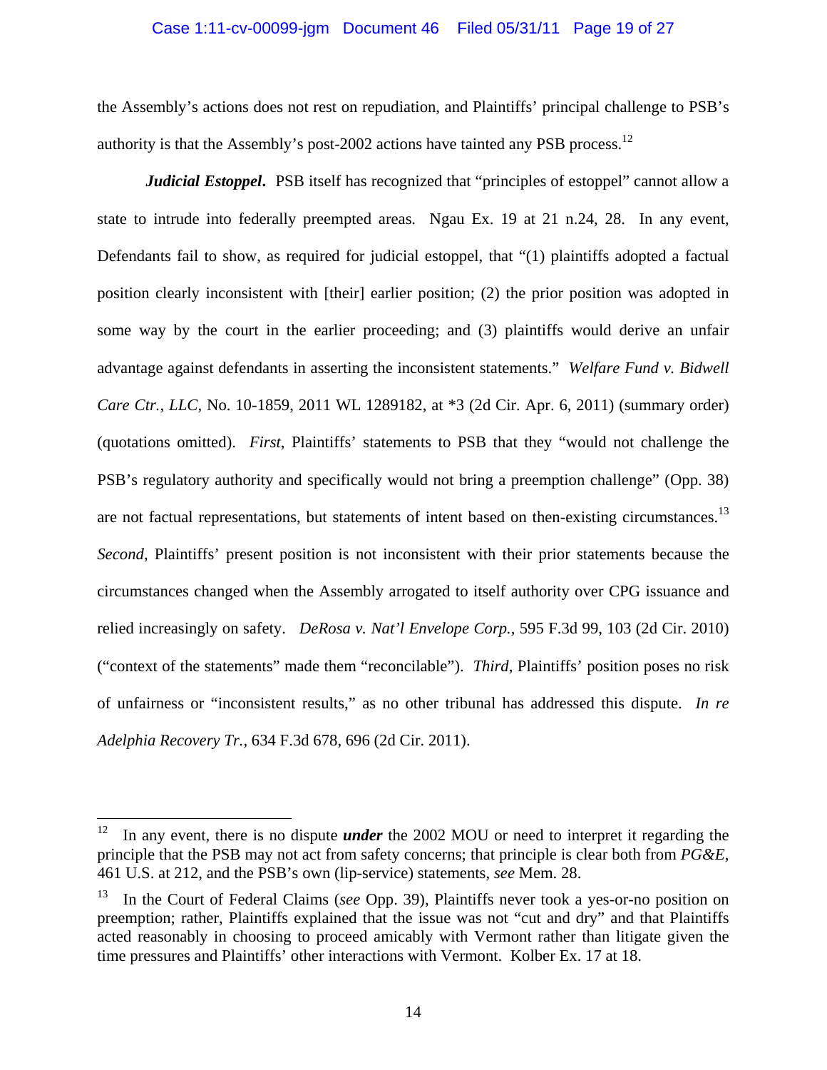the Assembly's actions does not rest on repudiation, and Plaintiffs' principal challenge to PSB's authority is that the Assembly's post-2002 actions have tainted any PSB process.[12]

***Judicial Estoppel***. PSB itself has recognized that "principles of estoppel" cannot allow a state to intrude into federally preempted areas. Ngau Ex. 19 at 21 n.24, 28. In any event, Defendants fail to show, as required for judicial estoppel, that "(1) plaintiffs adopted a factual position clearly inconsistent with [their] earlier position; (2) the prior position was adopted in some way by the court in the earlier proceeding; and (3) plaintiffs would derive an unfair advantage against defendants in asserting the inconsistent statements." *Welfare Fund v. Bidwell Care Ctr., LLC*, No. 10-1859, 2011 WL 1289182, at *3 (2d Cir. Apr. 6, 2011) (summary order) (quotations omitted). *First*, Plaintiffs' statements to PSB that they "would not challenge the PSB's regulatory authority and specifically would not bring a preemption challenge" (Opp. 38) are not factual representations, but statements of intent based on then-existing circumstances.[13] *Second*, Plaintiffs' present position is not inconsistent with their prior statements because the circumstances changed when the Assembly arrogated to itself authority over CPG issuance and relied increasingly on safety. *DeRosa v. Nat'l Envelope Corp.*, 595 F.3d 99, 103 (2d Cir. 2010) ("context of the statements" made them "reconcilable"). *Third*, Plaintiffs' position poses no risk of unfairness or "inconsistent results," as no other tribunal has addressed this dispute. *In re Adelphia Recovery Tr.*, 634 F.3d 678, 696 (2d Cir. 2011).

---

[12] In any event, there is no dispute ***under*** the 2002 MOU or need to interpret it regarding the principle that the PSB may not act from safety concerns; that principle is clear both from *PG&E*, 461 U.S. at 212, and the PSB's own (lip-service) statements, *see* Mem. 28.

[13] In the Court of Federal Claims (*see* Opp. 39), Plaintiffs never took a yes-or-no position on preemption; rather, Plaintiffs explained that the issue was not "cut and dry" and that Plaintiffs acted reasonably in choosing to proceed amicably with Vermont rather than litigate given the time pressures and Plaintiffs' other interactions with Vermont. Kolber Ex. 17 at 18.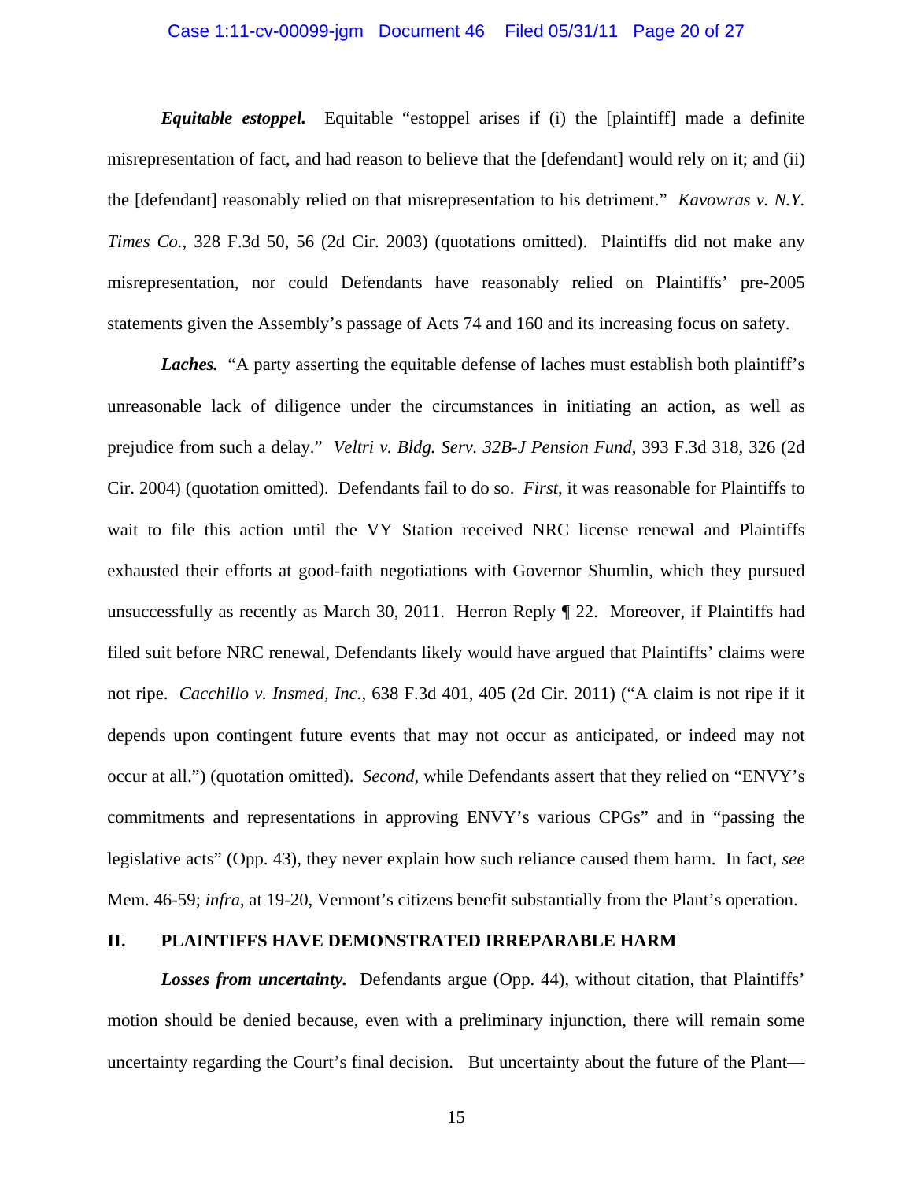***Equitable estoppel.*** Equitable "estoppel arises if (i) the [plaintiff] made a definite misrepresentation of fact, and had reason to believe that the [defendant] would rely on it; and (ii) the [defendant] reasonably relied on that misrepresentation to his detriment." *Kavowras v. N.Y. Times Co.*, 328 F.3d 50, 56 (2d Cir. 2003) (quotations omitted). Plaintiffs did not make any misrepresentation, nor could Defendants have reasonably relied on Plaintiffs' pre-2005 statements given the Assembly's passage of Acts 74 and 160 and its increasing focus on safety.

***Laches.*** "A party asserting the equitable defense of laches must establish both plaintiff's unreasonable lack of diligence under the circumstances in initiating an action, as well as prejudice from such a delay." *Veltri v. Bldg. Serv. 32B-J Pension Fund*, 393 F.3d 318, 326 (2d Cir. 2004) (quotation omitted). Defendants fail to do so. *First*, it was reasonable for Plaintiffs to wait to file this action until the VY Station received NRC license renewal and Plaintiffs exhausted their efforts at good-faith negotiations with Governor Shumlin, which they pursued unsuccessfully as recently as March 30, 2011. Herron Reply ¶ 22. Moreover, if Plaintiffs had filed suit before NRC renewal, Defendants likely would have argued that Plaintiffs' claims were not ripe. *Cacchillo v. Insmed, Inc.*, 638 F.3d 401, 405 (2d Cir. 2011) ("A claim is not ripe if it depends upon contingent future events that may not occur as anticipated, or indeed may not occur at all.") (quotation omitted). *Second*, while Defendants assert that they relied on "ENVY's commitments and representations in approving ENVY's various CPGs" and in "passing the legislative acts" (Opp. 43), they never explain how such reliance caused them harm. In fact, *see* Mem. 46-59; *infra*, at 19-20, Vermont's citizens benefit substantially from the Plant's operation.

## II. PLAINTIFFS HAVE DEMONSTRATED IRREPARABLE HARM

***Losses from uncertainty.*** Defendants argue (Opp. 44), without citation, that Plaintiffs' motion should be denied because, even with a preliminary injunction, there will remain some uncertainty regarding the Court's final decision. But uncertainty about the future of the Plant—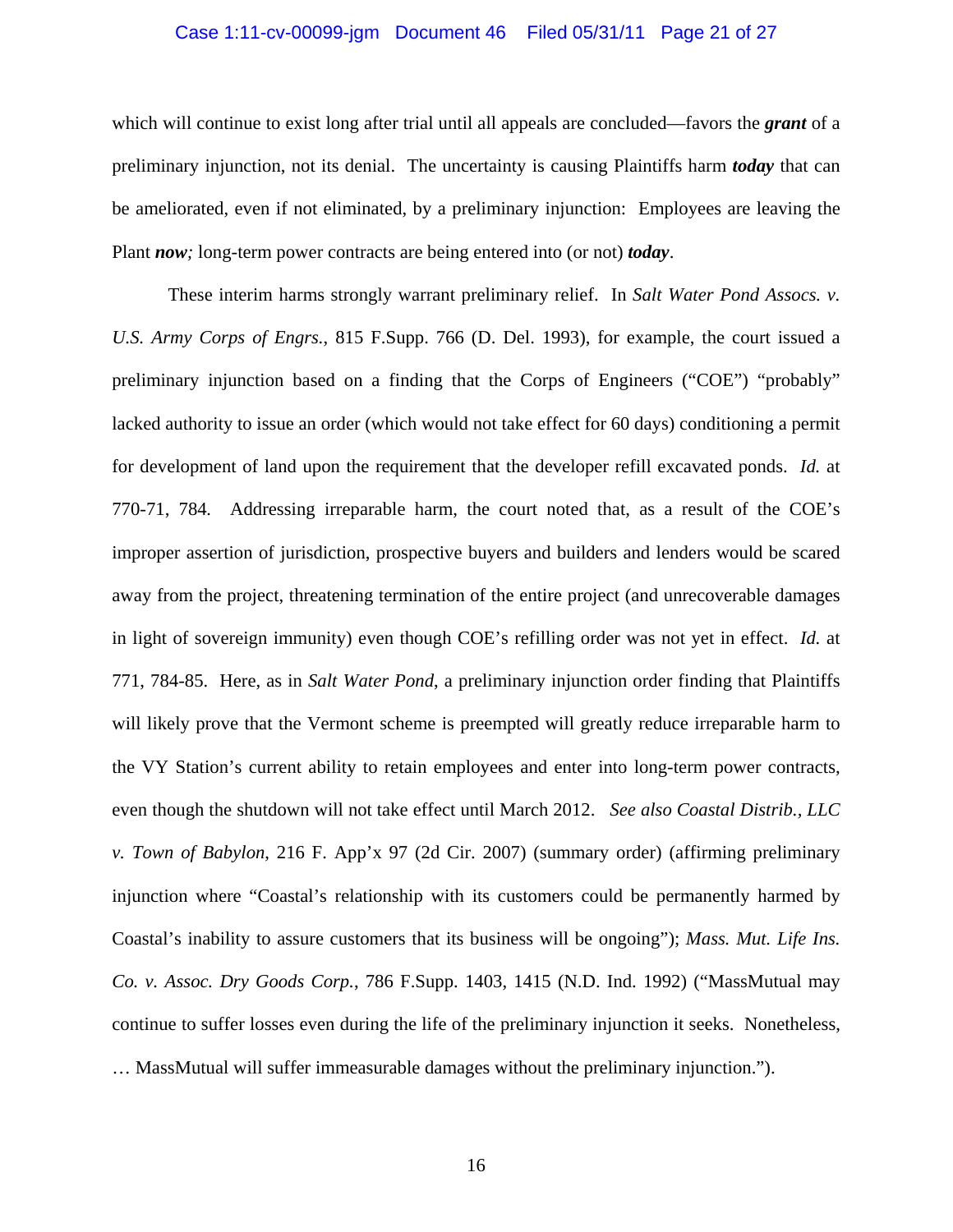which will continue to exist long after trial until all appeals are concluded—favors the ***grant*** of a preliminary injunction, not its denial. The uncertainty is causing Plaintiffs harm ***today*** that can be ameliorated, even if not eliminated, by a preliminary injunction: Employees are leaving the Plant ***now;*** long-term power contracts are being entered into (or not) ***today***.

These interim harms strongly warrant preliminary relief. In *Salt Water Pond Assocs. v. U.S. Army Corps of Engrs.*, 815 F.Supp. 766 (D. Del. 1993), for example, the court issued a preliminary injunction based on a finding that the Corps of Engineers ("COE") "probably" lacked authority to issue an order (which would not take effect for 60 days) conditioning a permit for development of land upon the requirement that the developer refill excavated ponds. *Id.* at 770-71, 784. Addressing irreparable harm, the court noted that, as a result of the COE's improper assertion of jurisdiction, prospective buyers and builders and lenders would be scared away from the project, threatening termination of the entire project (and unrecoverable damages in light of sovereign immunity) even though COE's refilling order was not yet in effect. *Id.* at 771, 784-85. Here, as in *Salt Water Pond*, a preliminary injunction order finding that Plaintiffs will likely prove that the Vermont scheme is preempted will greatly reduce irreparable harm to the VY Station's current ability to retain employees and enter into long-term power contracts, even though the shutdown will not take effect until March 2012. *See also Coastal Distrib., LLC v. Town of Babylon*, 216 F. App'x 97 (2d Cir. 2007) (summary order) (affirming preliminary injunction where "Coastal's relationship with its customers could be permanently harmed by Coastal's inability to assure customers that its business will be ongoing"); *Mass. Mut. Life Ins. Co. v. Assoc. Dry Goods Corp.*, 786 F.Supp. 1403, 1415 (N.D. Ind. 1992) ("MassMutual may continue to suffer losses even during the life of the preliminary injunction it seeks. Nonetheless, … MassMutual will suffer immeasurable damages without the preliminary injunction.").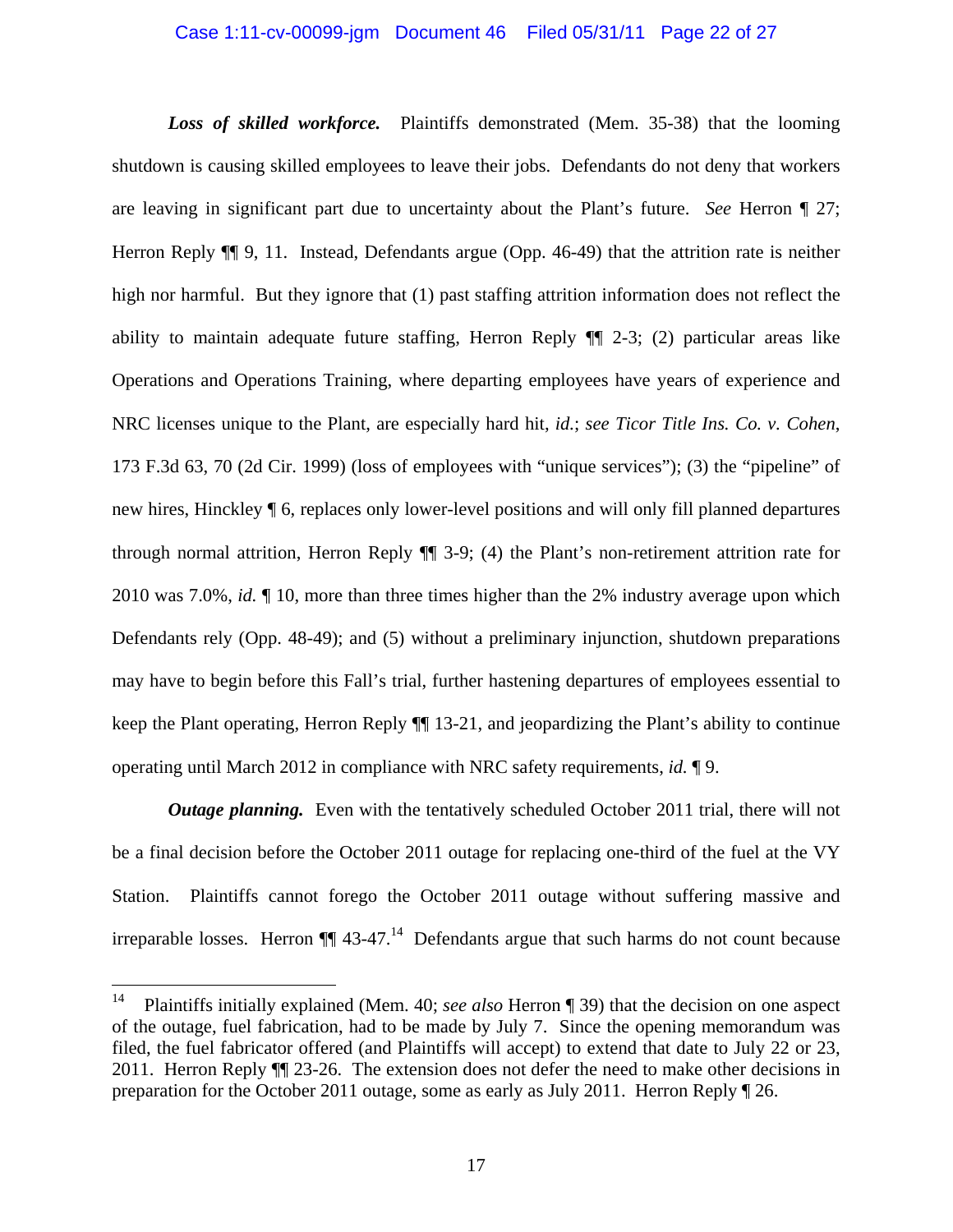***Loss of skilled workforce.*** Plaintiffs demonstrated (Mem. 35-38) that the looming shutdown is causing skilled employees to leave their jobs. Defendants do not deny that workers are leaving in significant part due to uncertainty about the Plant's future. *See* Herron ¶ 27; Herron Reply ¶¶ 9, 11. Instead, Defendants argue (Opp. 46-49) that the attrition rate is neither high nor harmful. But they ignore that (1) past staffing attrition information does not reflect the ability to maintain adequate future staffing, Herron Reply ¶¶ 2-3; (2) particular areas like Operations and Operations Training, where departing employees have years of experience and NRC licenses unique to the Plant, are especially hard hit, *id.*; *see Ticor Title Ins. Co. v. Cohen*, 173 F.3d 63, 70 (2d Cir. 1999) (loss of employees with "unique services"); (3) the "pipeline" of new hires, Hinckley ¶ 6, replaces only lower-level positions and will only fill planned departures through normal attrition, Herron Reply ¶¶ 3-9; (4) the Plant's non-retirement attrition rate for 2010 was 7.0%, *id.* ¶ 10, more than three times higher than the 2% industry average upon which Defendants rely (Opp. 48-49); and (5) without a preliminary injunction, shutdown preparations may have to begin before this Fall's trial, further hastening departures of employees essential to keep the Plant operating, Herron Reply ¶¶ 13-21, and jeopardizing the Plant's ability to continue operating until March 2012 in compliance with NRC safety requirements, *id.* ¶ 9.

***Outage planning.*** Even with the tentatively scheduled October 2011 trial, there will not be a final decision before the October 2011 outage for replacing one-third of the fuel at the VY Station. Plaintiffs cannot forego the October 2011 outage without suffering massive and irreparable losses. Herron ¶¶ 43-47.[14] Defendants argue that such harms do not count because

[14] Plaintiffs initially explained (Mem. 40; *see also* Herron ¶ 39) that the decision on one aspect of the outage, fuel fabrication, had to be made by July 7. Since the opening memorandum was filed, the fuel fabricator offered (and Plaintiffs will accept) to extend that date to July 22 or 23, 2011. Herron Reply ¶¶ 23-26. The extension does not defer the need to make other decisions in preparation for the October 2011 outage, some as early as July 2011. Herron Reply ¶ 26.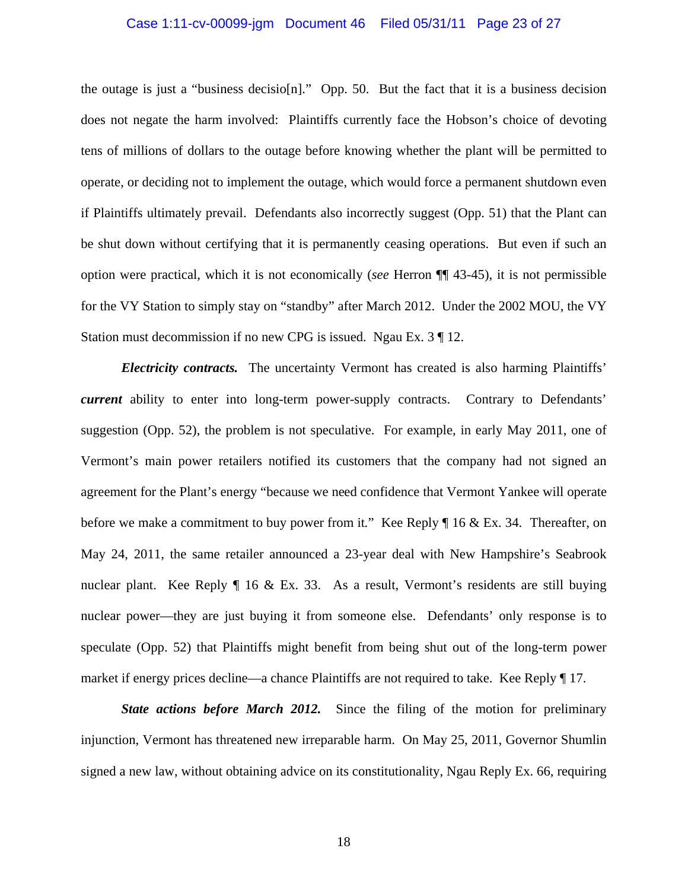the outage is just a "business decisio[n]." Opp. 50. But the fact that it is a business decision does not negate the harm involved: Plaintiffs currently face the Hobson's choice of devoting tens of millions of dollars to the outage before knowing whether the plant will be permitted to operate, or deciding not to implement the outage, which would force a permanent shutdown even if Plaintiffs ultimately prevail. Defendants also incorrectly suggest (Opp. 51) that the Plant can be shut down without certifying that it is permanently ceasing operations. But even if such an option were practical, which it is not economically (*see* Herron ¶¶ 43-45), it is not permissible for the VY Station to simply stay on "standby" after March 2012. Under the 2002 MOU, the VY Station must decommission if no new CPG is issued. Ngau Ex. 3 ¶ 12.

***Electricity contracts.*** The uncertainty Vermont has created is also harming Plaintiffs' ***current*** ability to enter into long-term power-supply contracts. Contrary to Defendants' suggestion (Opp. 52), the problem is not speculative. For example, in early May 2011, one of Vermont's main power retailers notified its customers that the company had not signed an agreement for the Plant's energy "because we need confidence that Vermont Yankee will operate before we make a commitment to buy power from it." Kee Reply ¶ 16 & Ex. 34. Thereafter, on May 24, 2011, the same retailer announced a 23-year deal with New Hampshire's Seabrook nuclear plant. Kee Reply ¶ 16 & Ex. 33. As a result, Vermont's residents are still buying nuclear power—they are just buying it from someone else. Defendants' only response is to speculate (Opp. 52) that Plaintiffs might benefit from being shut out of the long-term power market if energy prices decline—a chance Plaintiffs are not required to take. Kee Reply ¶ 17.

***State actions before March 2012.*** Since the filing of the motion for preliminary injunction, Vermont has threatened new irreparable harm. On May 25, 2011, Governor Shumlin signed a new law, without obtaining advice on its constitutionality, Ngau Reply Ex. 66, requiring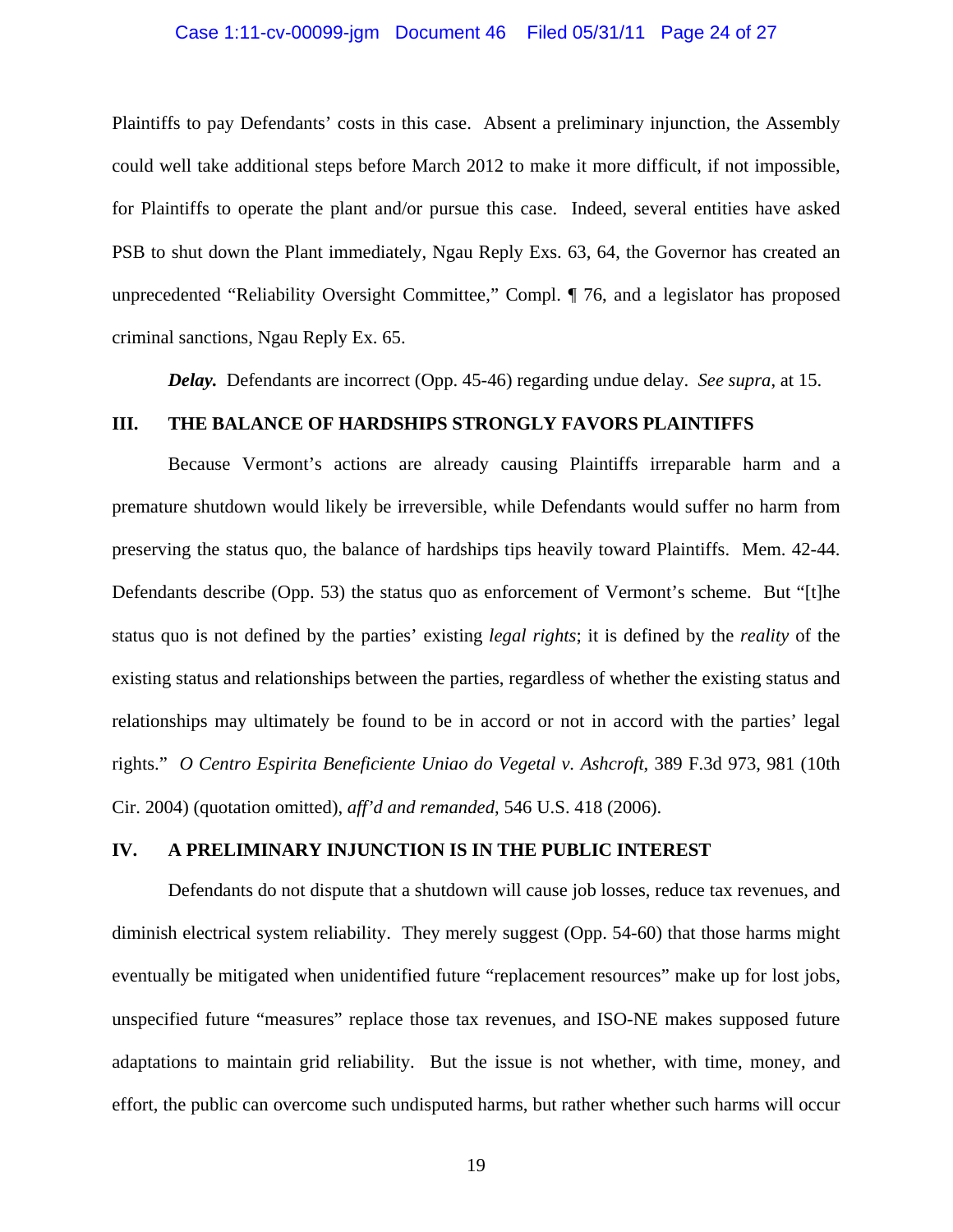Plaintiffs to pay Defendants' costs in this case. Absent a preliminary injunction, the Assembly could well take additional steps before March 2012 to make it more difficult, if not impossible, for Plaintiffs to operate the plant and/or pursue this case. Indeed, several entities have asked PSB to shut down the Plant immediately, Ngau Reply Exs. 63, 64, the Governor has created an unprecedented "Reliability Oversight Committee," Compl. ¶ 76, and a legislator has proposed criminal sanctions, Ngau Reply Ex. 65.

***Delay.*** Defendants are incorrect (Opp. 45-46) regarding undue delay. *See supra*, at 15.

## III. THE BALANCE OF HARDSHIPS STRONGLY FAVORS PLAINTIFFS

Because Vermont's actions are already causing Plaintiffs irreparable harm and a premature shutdown would likely be irreversible, while Defendants would suffer no harm from preserving the status quo, the balance of hardships tips heavily toward Plaintiffs. Mem. 42-44. Defendants describe (Opp. 53) the status quo as enforcement of Vermont's scheme. But "[t]he status quo is not defined by the parties' existing *legal rights*; it is defined by the *reality* of the existing status and relationships between the parties, regardless of whether the existing status and relationships may ultimately be found to be in accord or not in accord with the parties' legal rights." *O Centro Espirita Beneficiente Uniao do Vegetal v. Ashcroft*, 389 F.3d 973, 981 (10th Cir. 2004) (quotation omitted), *aff'd and remanded*, 546 U.S. 418 (2006).

## IV. A PRELIMINARY INJUNCTION IS IN THE PUBLIC INTEREST

Defendants do not dispute that a shutdown will cause job losses, reduce tax revenues, and diminish electrical system reliability. They merely suggest (Opp. 54-60) that those harms might eventually be mitigated when unidentified future "replacement resources" make up for lost jobs, unspecified future "measures" replace those tax revenues, and ISO-NE makes supposed future adaptations to maintain grid reliability. But the issue is not whether, with time, money, and effort, the public can overcome such undisputed harms, but rather whether such harms will occur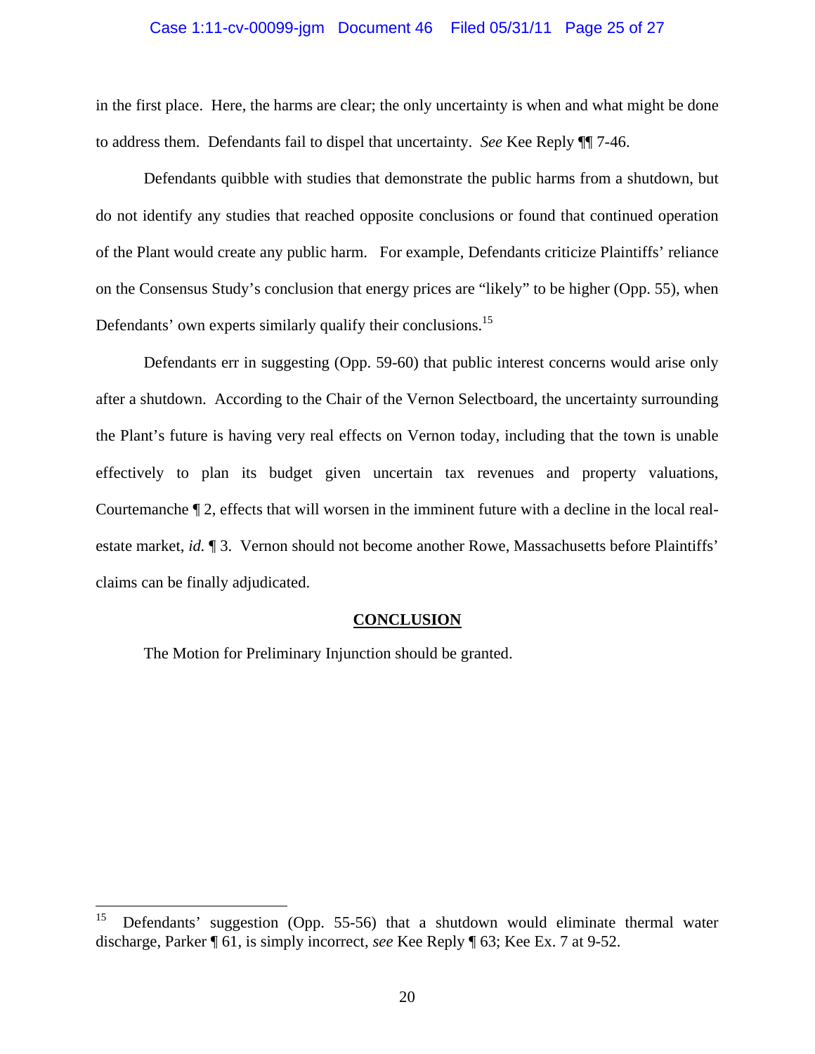in the first place. Here, the harms are clear; the only uncertainty is when and what might be done to address them. Defendants fail to dispel that uncertainty. *See* Kee Reply ¶¶ 7-46.

Defendants quibble with studies that demonstrate the public harms from a shutdown, but do not identify any studies that reached opposite conclusions or found that continued operation of the Plant would create any public harm. For example, Defendants criticize Plaintiffs' reliance on the Consensus Study's conclusion that energy prices are "likely" to be higher (Opp. 55), when Defendants' own experts similarly qualify their conclusions.[15]

Defendants err in suggesting (Opp. 59-60) that public interest concerns would arise only after a shutdown. According to the Chair of the Vernon Selectboard, the uncertainty surrounding the Plant's future is having very real effects on Vernon today, including that the town is unable effectively to plan its budget given uncertain tax revenues and property valuations, Courtemanche ¶ 2, effects that will worsen in the imminent future with a decline in the local real-estate market, *id.* ¶ 3. Vernon should not become another Rowe, Massachusetts before Plaintiffs' claims can be finally adjudicated.

## CONCLUSION

The Motion for Preliminary Injunction should be granted.

---

[15] Defendants' suggestion (Opp. 55-56) that a shutdown would eliminate thermal water discharge, Parker ¶ 61, is simply incorrect, *see* Kee Reply ¶ 63; Kee Ex. 7 at 9-52.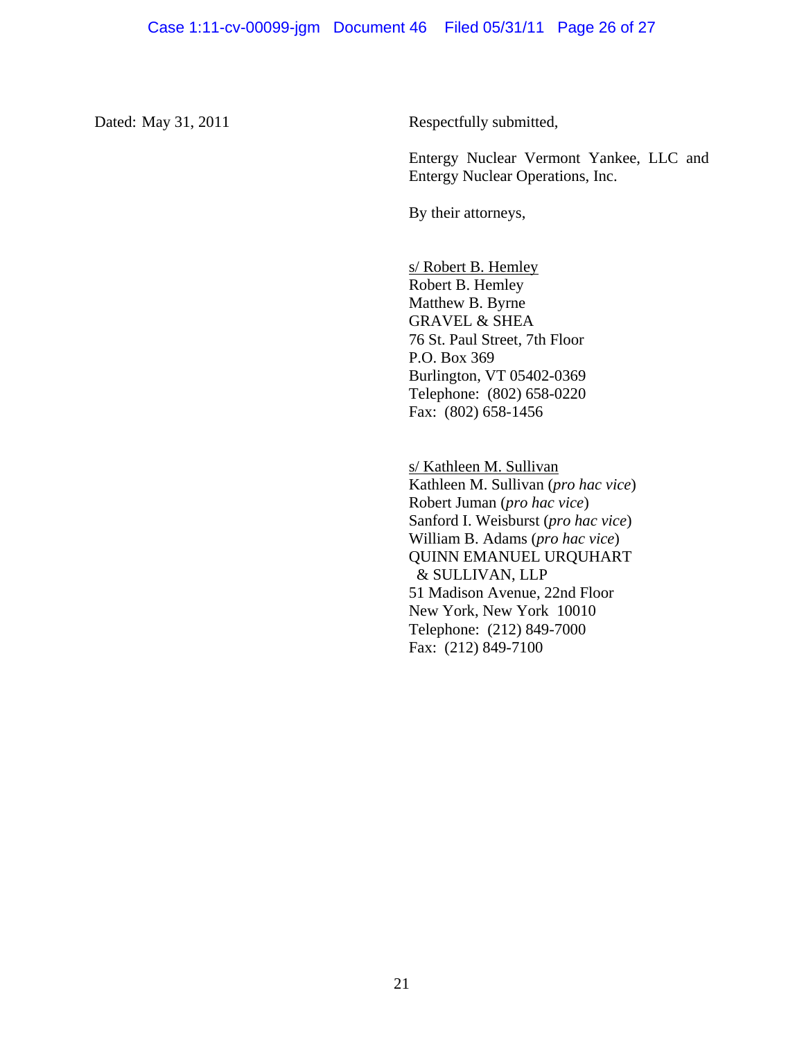Dated: May 31, 2011

Respectfully submitted,

Entergy Nuclear Vermont Yankee, LLC and Entergy Nuclear Operations, Inc.

By their attorneys,

s/ Robert B. Hemley
Robert B. Hemley
Matthew B. Byrne
GRAVEL & SHEA
76 St. Paul Street, 7th Floor
P.O. Box 369
Burlington, VT 05402-0369
Telephone: (802) 658-0220
Fax: (802) 658-1456

s/ Kathleen M. Sullivan
Kathleen M. Sullivan (*pro hac vice*)
Robert Juman (*pro hac vice*)
Sanford I. Weisburst (*pro hac vice*)
William B. Adams (*pro hac vice*)
QUINN EMANUEL URQUHART & SULLIVAN, LLP
51 Madison Avenue, 22nd Floor
New York, New York 10010
Telephone: (212) 849-7000
Fax: (212) 849-7100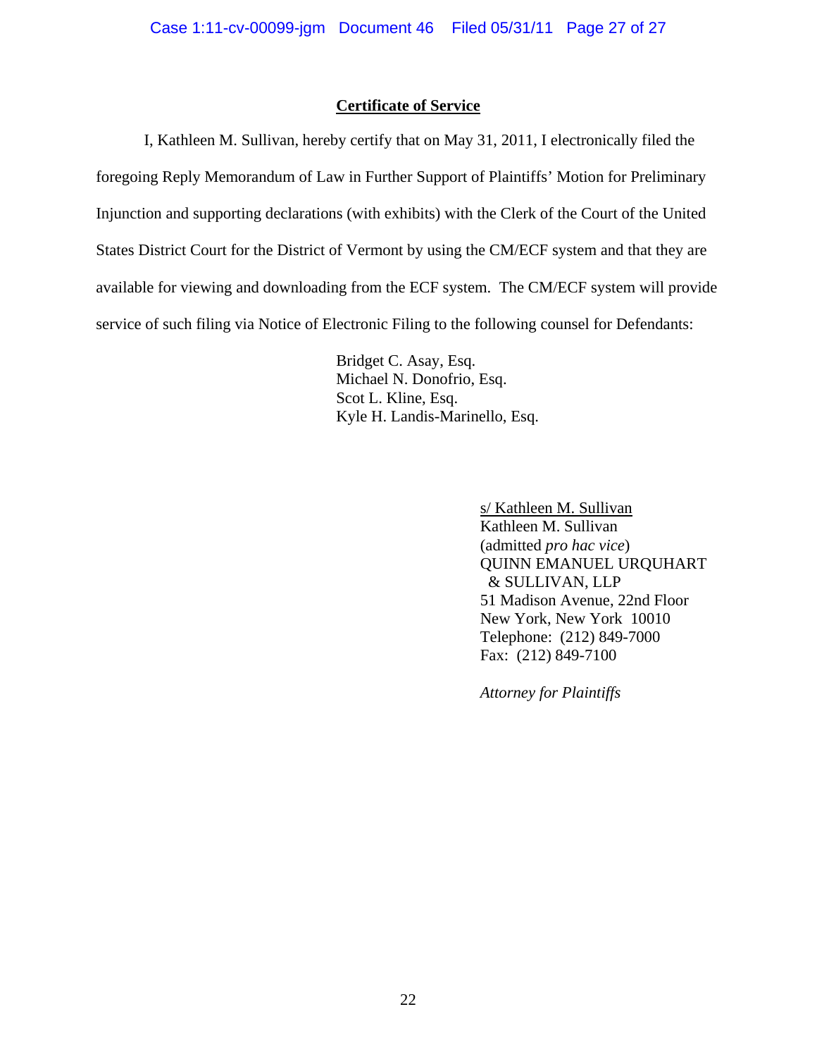## **Certificate of Service**

I, Kathleen M. Sullivan, hereby certify that on May 31, 2011, I electronically filed the foregoing Reply Memorandum of Law in Further Support of Plaintiffs' Motion for Preliminary Injunction and supporting declarations (with exhibits) with the Clerk of the Court of the United States District Court for the District of Vermont by using the CM/ECF system and that they are available for viewing and downloading from the ECF system. The CM/ECF system will provide service of such filing via Notice of Electronic Filing to the following counsel for Defendants:

Bridget C. Asay, Esq.
Michael N. Donofrio, Esq.
Scot L. Kline, Esq.
Kyle H. Landis-Marinello, Esq.

s/ Kathleen M. Sullivan
Kathleen M. Sullivan
(admitted *pro hac vice*)
QUINN EMANUEL URQUHART
& SULLIVAN, LLP
51 Madison Avenue, 22nd Floor
New York, New York 10010
Telephone: (212) 849-7000
Fax: (212) 849-7100

*Attorney for Plaintiffs*